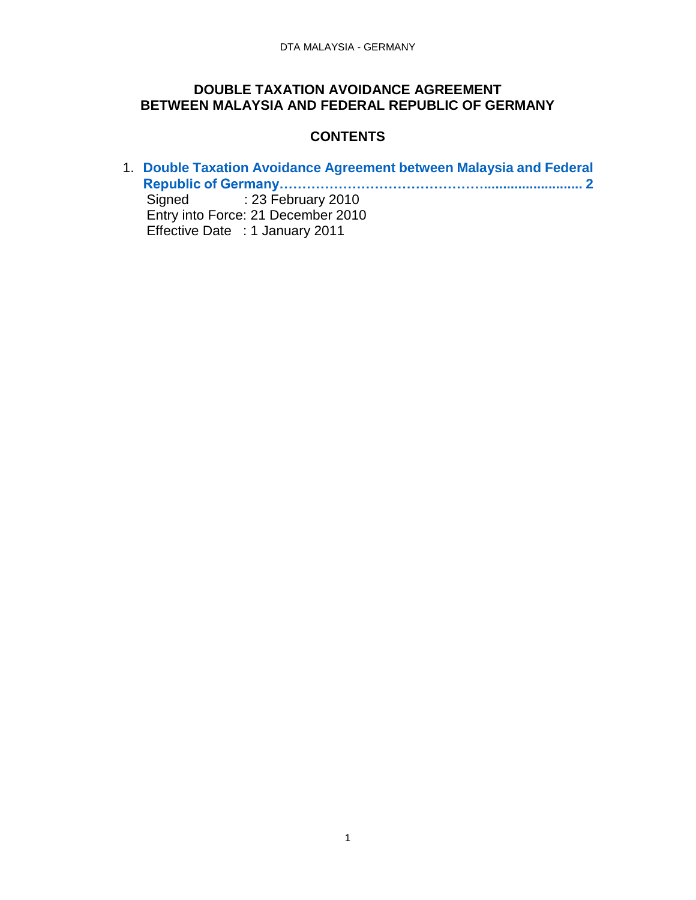# DOUBLE TAXATION AVOIDANCE AGREEMENT BETWEEN MALAYSIA AND FEDERAL REPUBLIC OF GERMANY

## CONTENTS

1. **Double Taxation Avoidance Agreement between Malaysia and Federal Republic of Germany……………………………………......................... 2**
   Signed : 23 February 2010
   Entry into Force: 21 December 2010
   Effective Date : 1 January 2011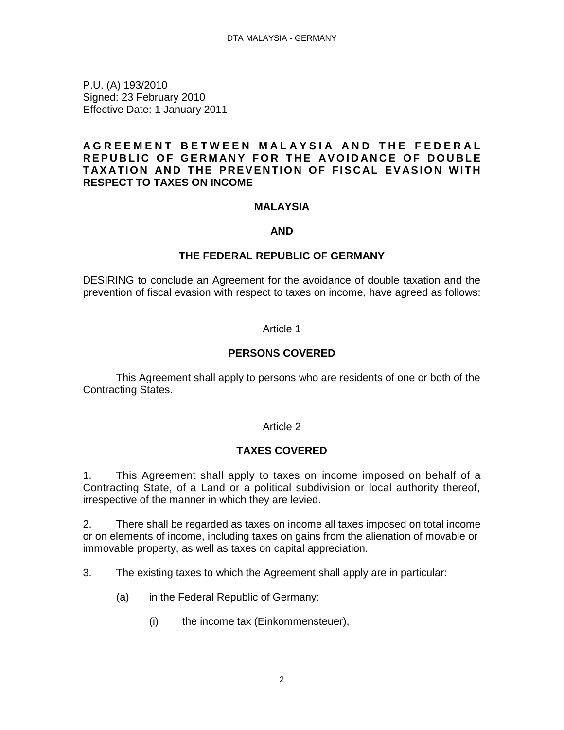P.U. (A) 193/2010
Signed: 23 February 2010
Effective Date: 1 January 2011

# AGREEMENT BETWEEN MALAYSIA AND THE FEDERAL REPUBLIC OF GERMANY FOR THE AVOIDANCE OF DOUBLE TAXATION AND THE PREVENTION OF FISCAL EVASION WITH RESPECT TO TAXES ON INCOME

**MALAYSIA**

**AND**

**THE FEDERAL REPUBLIC OF GERMANY**

DESIRING to conclude an Agreement for the avoidance of double taxation and the prevention of fiscal evasion with respect to taxes on income*,* have agreed as follows:

Article 1

## PERSONS COVERED

This Agreement shall apply to persons who are residents of one or both of the Contracting States.

Article 2

## TAXES COVERED

1. This Agreement shall apply to taxes on income imposed on behalf of a Contracting State, of a Land or a political subdivision or local authority thereof, irrespective of the manner in which they are levied.

2. There shall be regarded as taxes on income all taxes imposed on total income or on elements of income, including taxes on gains from the alienation of movable or immovable property, as well as taxes on capital appreciation.

3. The existing taxes to which the Agreement shall apply are in particular:

(a) in the Federal Republic of Germany:

(i) the income tax (Einkommensteuer),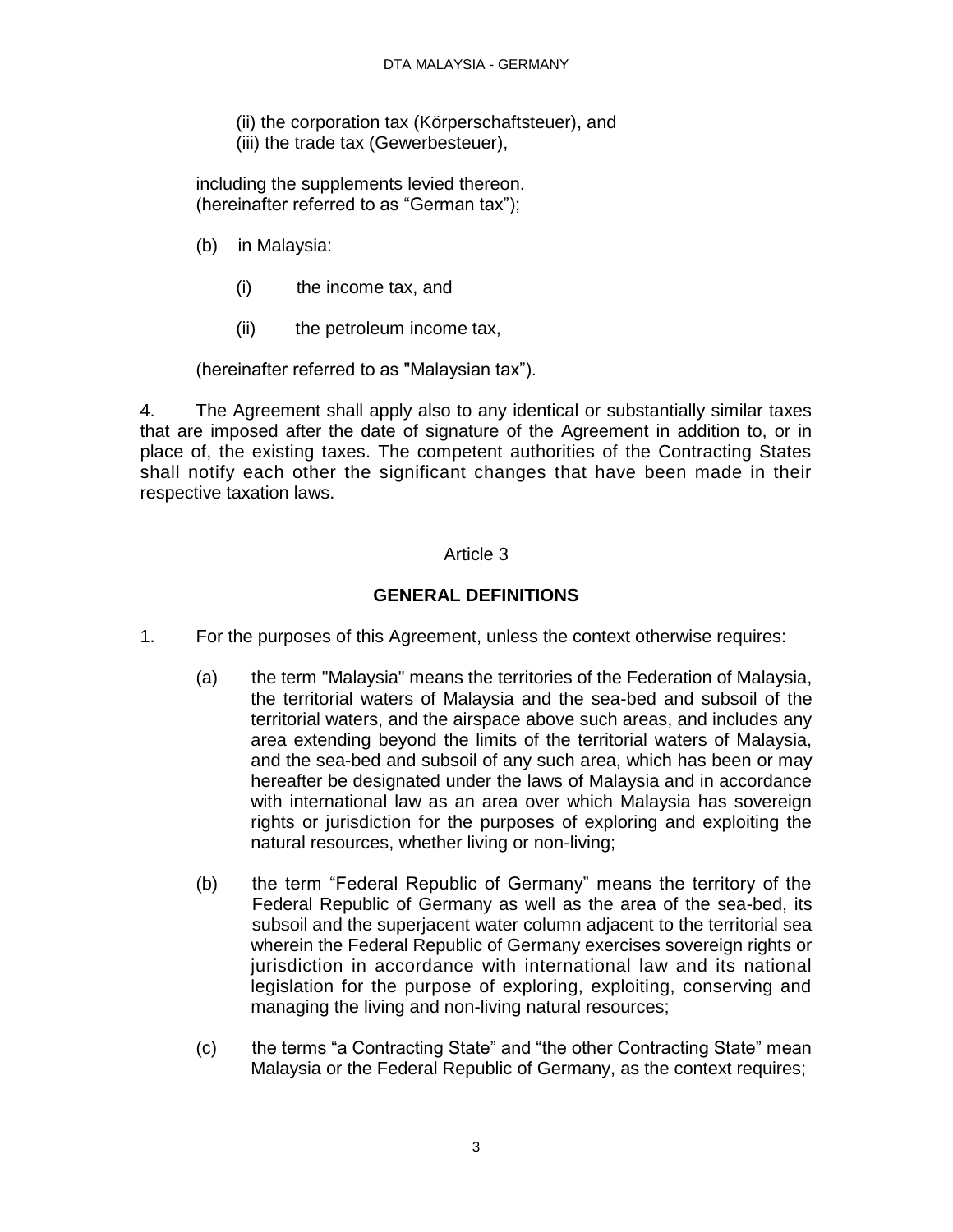(ii) the corporation tax (Körperschaftsteuer), and
(iii) the trade tax (Gewerbesteuer),

including the supplements levied thereon.
(hereinafter referred to as "German tax");

(b) in Malaysia:

(i) the income tax, and

(ii) the petroleum income tax,

(hereinafter referred to as "Malaysian tax").

4. The Agreement shall apply also to any identical or substantially similar taxes that are imposed after the date of signature of the Agreement in addition to, or in place of, the existing taxes. The competent authorities of the Contracting States shall notify each other the significant changes that have been made in their respective taxation laws.

Article 3

## GENERAL DEFINITIONS

1. For the purposes of this Agreement, unless the context otherwise requires:

(a) the term "Malaysia" means the territories of the Federation of Malaysia, the territorial waters of Malaysia and the sea-bed and subsoil of the territorial waters, and the airspace above such areas, and includes any area extending beyond the limits of the territorial waters of Malaysia, and the sea-bed and subsoil of any such area, which has been or may hereafter be designated under the laws of Malaysia and in accordance with international law as an area over which Malaysia has sovereign rights or jurisdiction for the purposes of exploring and exploiting the natural resources, whether living or non-living;

(b) the term "Federal Republic of Germany" means the territory of the Federal Republic of Germany as well as the area of the sea-bed, its subsoil and the superjacent water column adjacent to the territorial sea wherein the Federal Republic of Germany exercises sovereign rights or jurisdiction in accordance with international law and its national legislation for the purpose of exploring, exploiting, conserving and managing the living and non-living natural resources;

(c) the terms "a Contracting State" and "the other Contracting State" mean Malaysia or the Federal Republic of Germany, as the context requires;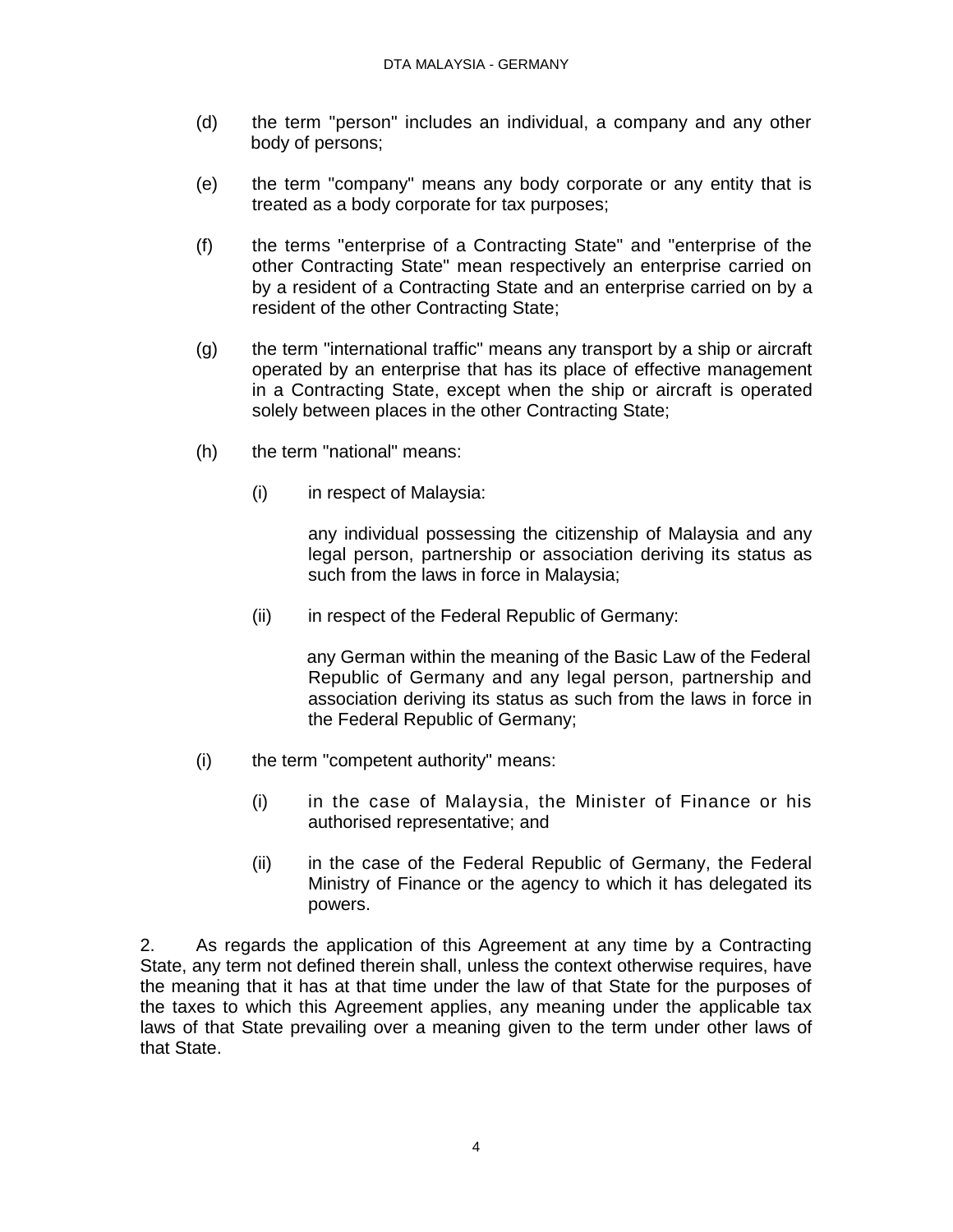(d) the term "person" includes an individual, a company and any other body of persons;

(e) the term "company" means any body corporate or any entity that is treated as a body corporate for tax purposes;

(f) the terms "enterprise of a Contracting State" and "enterprise of the other Contracting State" mean respectively an enterprise carried on by a resident of a Contracting State and an enterprise carried on by a resident of the other Contracting State;

(g) the term "international traffic" means any transport by a ship or aircraft operated by an enterprise that has its place of effective management in a Contracting State, except when the ship or aircraft is operated solely between places in the other Contracting State;

(h) the term "national" means:

   (i) in respect of Malaysia:

   any individual possessing the citizenship of Malaysia and any legal person, partnership or association deriving its status as such from the laws in force in Malaysia;

   (ii) in respect of the Federal Republic of Germany:

   any German within the meaning of the Basic Law of the Federal Republic of Germany and any legal person, partnership and association deriving its status as such from the laws in force in the Federal Republic of Germany;

(i) the term "competent authority" means:

   (i) in the case of Malaysia, the Minister of Finance or his authorised representative; and

   (ii) in the case of the Federal Republic of Germany, the Federal Ministry of Finance or the agency to which it has delegated its powers.

2. As regards the application of this Agreement at any time by a Contracting State, any term not defined therein shall, unless the context otherwise requires, have the meaning that it has at that time under the law of that State for the purposes of the taxes to which this Agreement applies, any meaning under the applicable tax laws of that State prevailing over a meaning given to the term under other laws of that State.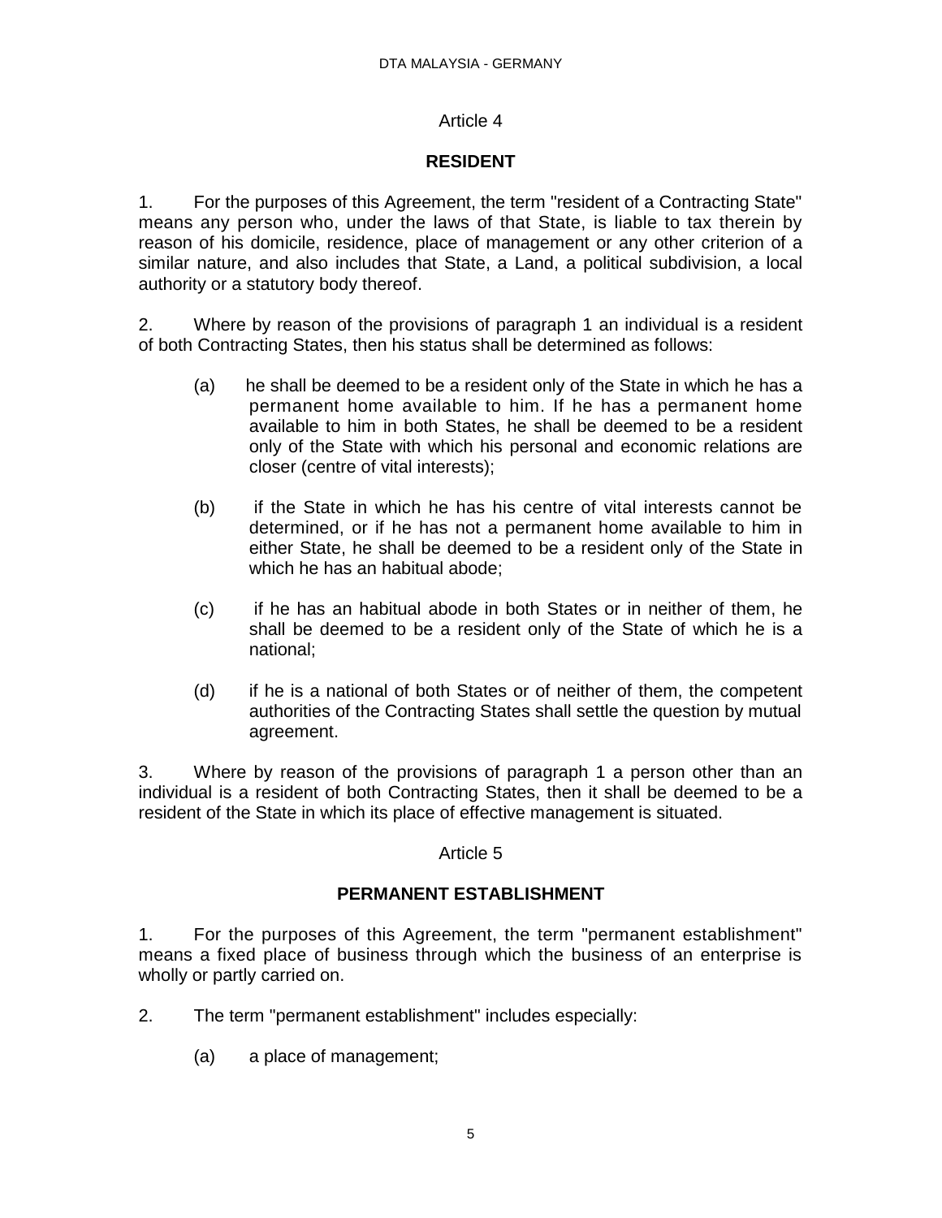## Article 4

### RESIDENT

1. For the purposes of this Agreement, the term "resident of a Contracting State" means any person who, under the laws of that State, is liable to tax therein by reason of his domicile, residence, place of management or any other criterion of a similar nature, and also includes that State, a Land, a political subdivision, a local authority or a statutory body thereof.

2. Where by reason of the provisions of paragraph 1 an individual is a resident of both Contracting States, then his status shall be determined as follows:

   (a) he shall be deemed to be a resident only of the State in which he has a permanent home available to him. If he has a permanent home available to him in both States, he shall be deemed to be a resident only of the State with which his personal and economic relations are closer (centre of vital interests);

   (b) if the State in which he has his centre of vital interests cannot be determined, or if he has not a permanent home available to him in either State, he shall be deemed to be a resident only of the State in which he has an habitual abode;

   (c) if he has an habitual abode in both States or in neither of them, he shall be deemed to be a resident only of the State of which he is a national;

   (d) if he is a national of both States or of neither of them, the competent authorities of the Contracting States shall settle the question by mutual agreement.

3. Where by reason of the provisions of paragraph 1 a person other than an individual is a resident of both Contracting States, then it shall be deemed to be a resident of the State in which its place of effective management is situated.

## Article 5

### PERMANENT ESTABLISHMENT

1. For the purposes of this Agreement, the term "permanent establishment" means a fixed place of business through which the business of an enterprise is wholly or partly carried on.

2. The term "permanent establishment" includes especially:

   (a) a place of management;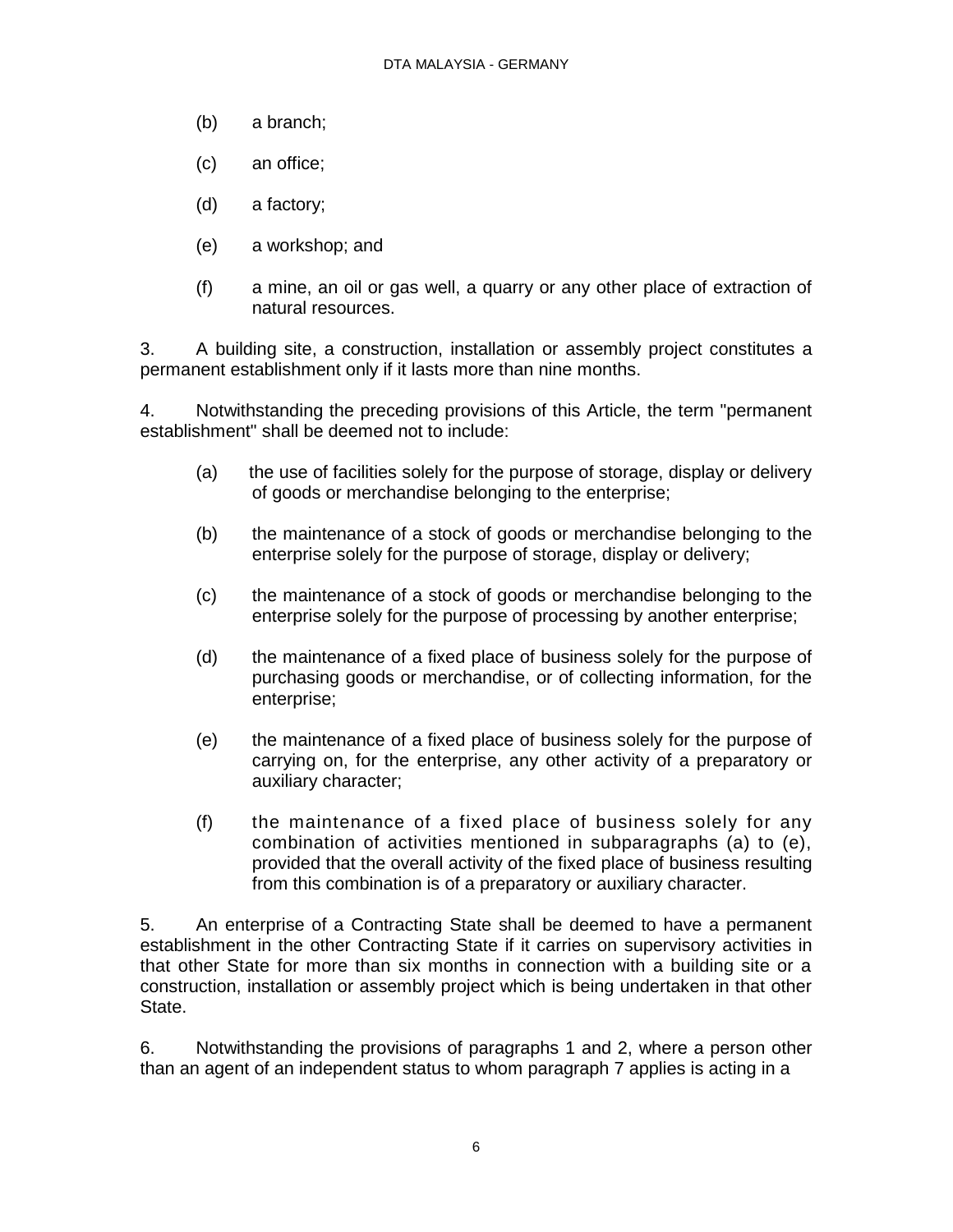(b) a branch;

(c) an office;

(d) a factory;

(e) a workshop; and

(f) a mine, an oil or gas well, a quarry or any other place of extraction of natural resources.

3. A building site, a construction, installation or assembly project constitutes a permanent establishment only if it lasts more than nine months.

4. Notwithstanding the preceding provisions of this Article, the term "permanent establishment" shall be deemed not to include:

(a) the use of facilities solely for the purpose of storage, display or delivery of goods or merchandise belonging to the enterprise;

(b) the maintenance of a stock of goods or merchandise belonging to the enterprise solely for the purpose of storage, display or delivery;

(c) the maintenance of a stock of goods or merchandise belonging to the enterprise solely for the purpose of processing by another enterprise;

(d) the maintenance of a fixed place of business solely for the purpose of purchasing goods or merchandise, or of collecting information, for the enterprise;

(e) the maintenance of a fixed place of business solely for the purpose of carrying on, for the enterprise, any other activity of a preparatory or auxiliary character;

(f) the maintenance of a fixed place of business solely for any combination of activities mentioned in subparagraphs (a) to (e), provided that the overall activity of the fixed place of business resulting from this combination is of a preparatory or auxiliary character.

5. An enterprise of a Contracting State shall be deemed to have a permanent establishment in the other Contracting State if it carries on supervisory activities in that other State for more than six months in connection with a building site or a construction, installation or assembly project which is being undertaken in that other State.

6. Notwithstanding the provisions of paragraphs 1 and 2, where a person other than an agent of an independent status to whom paragraph 7 applies is acting in a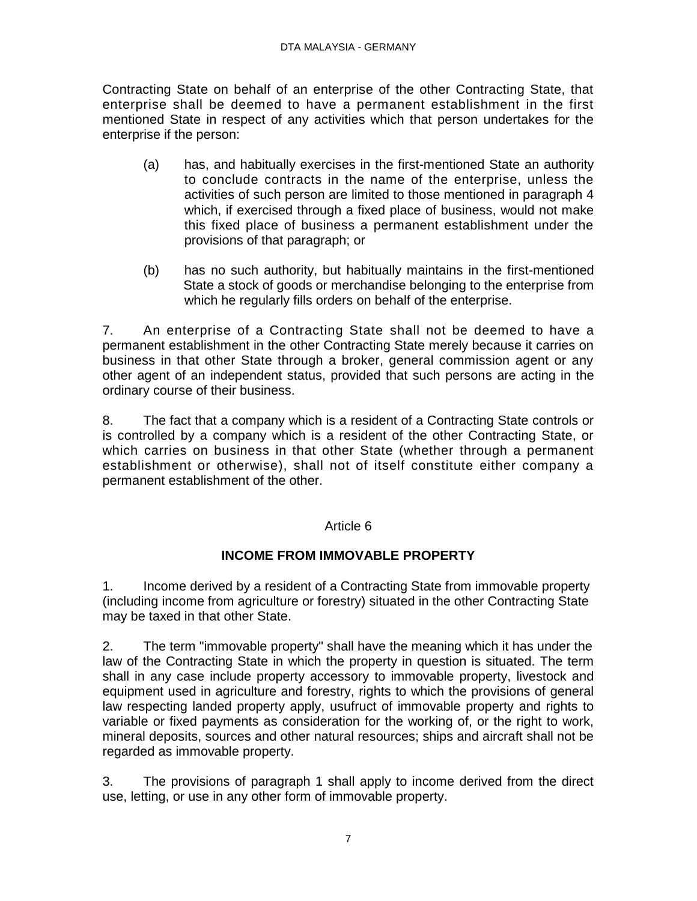Contracting State on behalf of an enterprise of the other Contracting State, that enterprise shall be deemed to have a permanent establishment in the first mentioned State in respect of any activities which that person undertakes for the enterprise if the person:

(a) has, and habitually exercises in the first-mentioned State an authority to conclude contracts in the name of the enterprise, unless the activities of such person are limited to those mentioned in paragraph 4 which, if exercised through a fixed place of business, would not make this fixed place of business a permanent establishment under the provisions of that paragraph; or

(b) has no such authority, but habitually maintains in the first-mentioned State a stock of goods or merchandise belonging to the enterprise from which he regularly fills orders on behalf of the enterprise.

7. An enterprise of a Contracting State shall not be deemed to have a permanent establishment in the other Contracting State merely because it carries on business in that other State through a broker, general commission agent or any other agent of an independent status, provided that such persons are acting in the ordinary course of their business.

8. The fact that a company which is a resident of a Contracting State controls or is controlled by a company which is a resident of the other Contracting State, or which carries on business in that other State (whether through a permanent establishment or otherwise), shall not of itself constitute either company a permanent establishment of the other.

## Article 6

## INCOME FROM IMMOVABLE PROPERTY

1. Income derived by a resident of a Contracting State from immovable property (including income from agriculture or forestry) situated in the other Contracting State may be taxed in that other State.

2. The term "immovable property" shall have the meaning which it has under the law of the Contracting State in which the property in question is situated. The term shall in any case include property accessory to immovable property, livestock and equipment used in agriculture and forestry, rights to which the provisions of general law respecting landed property apply, usufruct of immovable property and rights to variable or fixed payments as consideration for the working of, or the right to work, mineral deposits, sources and other natural resources; ships and aircraft shall not be regarded as immovable property.

3. The provisions of paragraph 1 shall apply to income derived from the direct use, letting, or use in any other form of immovable property.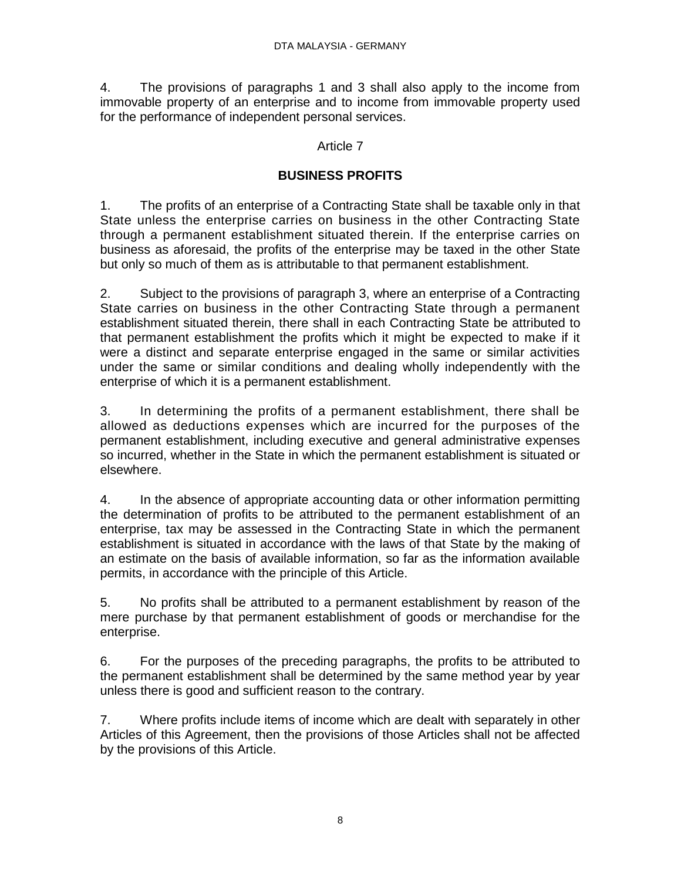4. The provisions of paragraphs 1 and 3 shall also apply to the income from immovable property of an enterprise and to income from immovable property used for the performance of independent personal services.

Article 7

**BUSINESS PROFITS**

1. The profits of an enterprise of a Contracting State shall be taxable only in that State unless the enterprise carries on business in the other Contracting State through a permanent establishment situated therein. If the enterprise carries on business as aforesaid, the profits of the enterprise may be taxed in the other State but only so much of them as is attributable to that permanent establishment.

2. Subject to the provisions of paragraph 3, where an enterprise of a Contracting State carries on business in the other Contracting State through a permanent establishment situated therein, there shall in each Contracting State be attributed to that permanent establishment the profits which it might be expected to make if it were a distinct and separate enterprise engaged in the same or similar activities under the same or similar conditions and dealing wholly independently with the enterprise of which it is a permanent establishment.

3. In determining the profits of a permanent establishment, there shall be allowed as deductions expenses which are incurred for the purposes of the permanent establishment, including executive and general administrative expenses so incurred, whether in the State in which the permanent establishment is situated or elsewhere.

4. In the absence of appropriate accounting data or other information permitting the determination of profits to be attributed to the permanent establishment of an enterprise, tax may be assessed in the Contracting State in which the permanent establishment is situated in accordance with the laws of that State by the making of an estimate on the basis of available information, so far as the information available permits, in accordance with the principle of this Article.

5. No profits shall be attributed to a permanent establishment by reason of the mere purchase by that permanent establishment of goods or merchandise for the enterprise.

6. For the purposes of the preceding paragraphs, the profits to be attributed to the permanent establishment shall be determined by the same method year by year unless there is good and sufficient reason to the contrary.

7. Where profits include items of income which are dealt with separately in other Articles of this Agreement, then the provisions of those Articles shall not be affected by the provisions of this Article.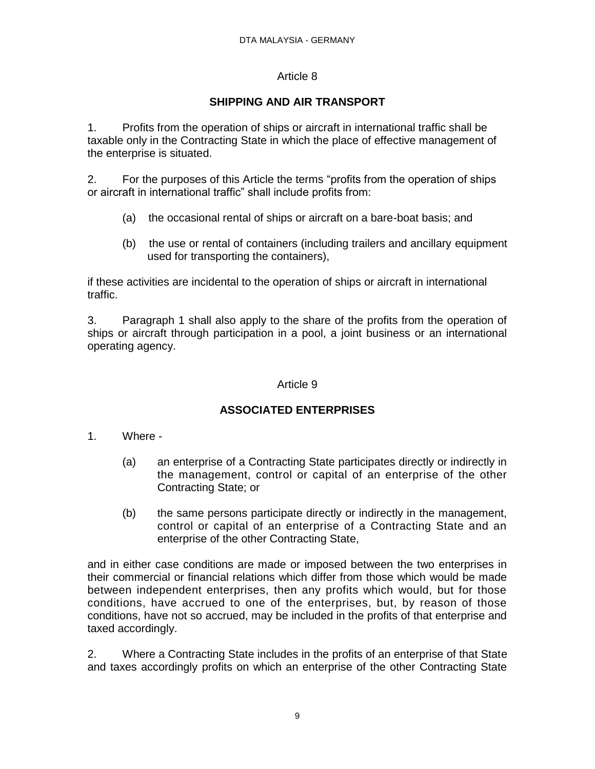## Article 8

## SHIPPING AND AIR TRANSPORT

1. Profits from the operation of ships or aircraft in international traffic shall be taxable only in the Contracting State in which the place of effective management of the enterprise is situated.

2. For the purposes of this Article the terms "profits from the operation of ships or aircraft in international traffic" shall include profits from:

   (a) the occasional rental of ships or aircraft on a bare-boat basis; and

   (b) the use or rental of containers (including trailers and ancillary equipment used for transporting the containers),

if these activities are incidental to the operation of ships or aircraft in international traffic.

3. Paragraph 1 shall also apply to the share of the profits from the operation of ships or aircraft through participation in a pool, a joint business or an international operating agency.

## Article 9

## ASSOCIATED ENTERPRISES

1. Where -

   (a) an enterprise of a Contracting State participates directly or indirectly in the management, control or capital of an enterprise of the other Contracting State; or

   (b) the same persons participate directly or indirectly in the management, control or capital of an enterprise of a Contracting State and an enterprise of the other Contracting State,

and in either case conditions are made or imposed between the two enterprises in their commercial or financial relations which differ from those which would be made between independent enterprises, then any profits which would, but for those conditions, have accrued to one of the enterprises, but, by reason of those conditions, have not so accrued, may be included in the profits of that enterprise and taxed accordingly.

2. Where a Contracting State includes in the profits of an enterprise of that State and taxes accordingly profits on which an enterprise of the other Contracting State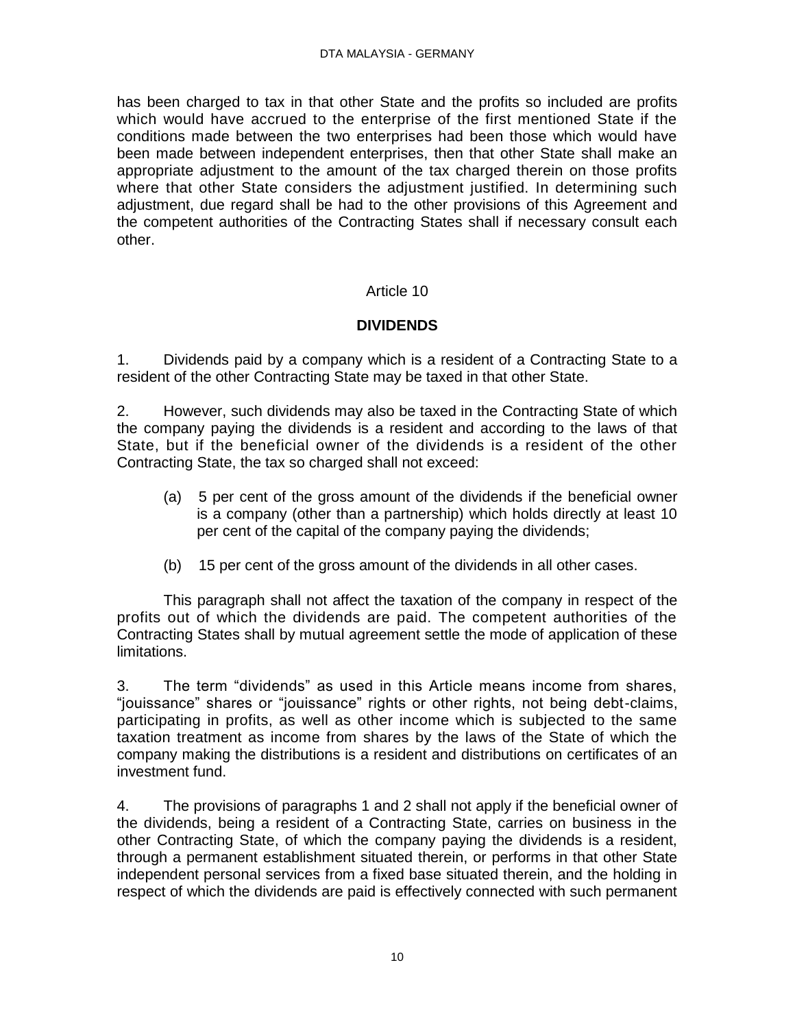has been charged to tax in that other State and the profits so included are profits which would have accrued to the enterprise of the first mentioned State if the conditions made between the two enterprises had been those which would have been made between independent enterprises, then that other State shall make an appropriate adjustment to the amount of the tax charged therein on those profits where that other State considers the adjustment justified. In determining such adjustment, due regard shall be had to the other provisions of this Agreement and the competent authorities of the Contracting States shall if necessary consult each other.

## Article 10

## DIVIDENDS

1. Dividends paid by a company which is a resident of a Contracting State to a resident of the other Contracting State may be taxed in that other State.

2. However, such dividends may also be taxed in the Contracting State of which the company paying the dividends is a resident and according to the laws of that State, but if the beneficial owner of the dividends is a resident of the other Contracting State, the tax so charged shall not exceed:

   (a) 5 per cent of the gross amount of the dividends if the beneficial owner is a company (other than a partnership) which holds directly at least 10 per cent of the capital of the company paying the dividends;

   (b) 15 per cent of the gross amount of the dividends in all other cases.

   This paragraph shall not affect the taxation of the company in respect of the profits out of which the dividends are paid. The competent authorities of the Contracting States shall by mutual agreement settle the mode of application of these limitations.

3. The term "dividends" as used in this Article means income from shares, "jouissance" shares or "jouissance" rights or other rights, not being debt-claims, participating in profits, as well as other income which is subjected to the same taxation treatment as income from shares by the laws of the State of which the company making the distributions is a resident and distributions on certificates of an investment fund.

4. The provisions of paragraphs 1 and 2 shall not apply if the beneficial owner of the dividends, being a resident of a Contracting State, carries on business in the other Contracting State, of which the company paying the dividends is a resident, through a permanent establishment situated therein, or performs in that other State independent personal services from a fixed base situated therein, and the holding in respect of which the dividends are paid is effectively connected with such permanent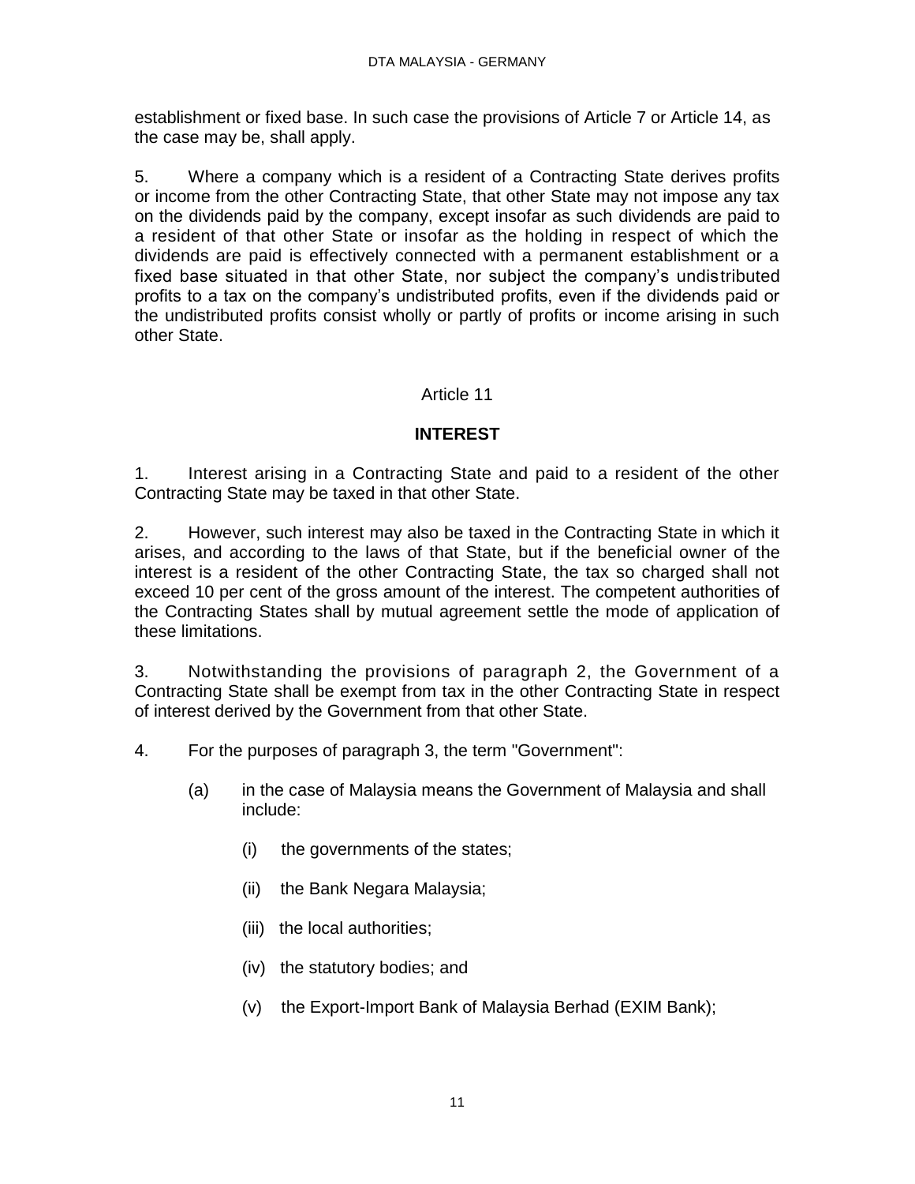establishment or fixed base. In such case the provisions of Article 7 or Article 14, as the case may be, shall apply.

5. Where a company which is a resident of a Contracting State derives profits or income from the other Contracting State, that other State may not impose any tax on the dividends paid by the company, except insofar as such dividends are paid to a resident of that other State or insofar as the holding in respect of which the dividends are paid is effectively connected with a permanent establishment or a fixed base situated in that other State, nor subject the company's undistributed profits to a tax on the company's undistributed profits, even if the dividends paid or the undistributed profits consist wholly or partly of profits or income arising in such other State.

## Article 11

## INTEREST

1. Interest arising in a Contracting State and paid to a resident of the other Contracting State may be taxed in that other State.

2. However, such interest may also be taxed in the Contracting State in which it arises, and according to the laws of that State, but if the beneficial owner of the interest is a resident of the other Contracting State, the tax so charged shall not exceed 10 per cent of the gross amount of the interest. The competent authorities of the Contracting States shall by mutual agreement settle the mode of application of these limitations.

3. Notwithstanding the provisions of paragraph 2, the Government of a Contracting State shall be exempt from tax in the other Contracting State in respect of interest derived by the Government from that other State.

4. For the purposes of paragraph 3, the term "Government":

   (a) in the case of Malaysia means the Government of Malaysia and shall include:

      (i) the governments of the states;

      (ii) the Bank Negara Malaysia;

      (iii) the local authorities;

      (iv) the statutory bodies; and

      (v) the Export-Import Bank of Malaysia Berhad (EXIM Bank);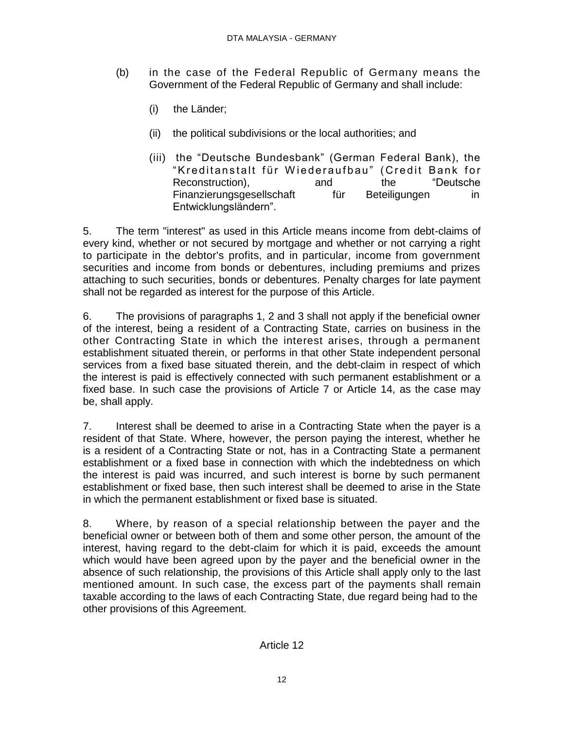(b) in the case of the Federal Republic of Germany means the Government of the Federal Republic of Germany and shall include:

(i) the Länder;

(ii) the political subdivisions or the local authorities; and

(iii) the "Deutsche Bundesbank" (German Federal Bank), the "Kreditanstalt für Wiederaufbau" (Credit Bank for Reconstruction), and the "Deutsche Finanzierungsgesellschaft für Beteiligungen in Entwicklungsländern".

5. The term "interest" as used in this Article means income from debt-claims of every kind, whether or not secured by mortgage and whether or not carrying a right to participate in the debtor's profits, and in particular, income from government securities and income from bonds or debentures, including premiums and prizes attaching to such securities, bonds or debentures. Penalty charges for late payment shall not be regarded as interest for the purpose of this Article.

6. The provisions of paragraphs 1, 2 and 3 shall not apply if the beneficial owner of the interest, being a resident of a Contracting State, carries on business in the other Contracting State in which the interest arises, through a permanent establishment situated therein, or performs in that other State independent personal services from a fixed base situated therein, and the debt-claim in respect of which the interest is paid is effectively connected with such permanent establishment or a fixed base. In such case the provisions of Article 7 or Article 14, as the case may be, shall apply.

7. Interest shall be deemed to arise in a Contracting State when the payer is a resident of that State. Where, however, the person paying the interest, whether he is a resident of a Contracting State or not, has in a Contracting State a permanent establishment or a fixed base in connection with which the indebtedness on which the interest is paid was incurred, and such interest is borne by such permanent establishment or fixed base, then such interest shall be deemed to arise in the State in which the permanent establishment or fixed base is situated.

8. Where, by reason of a special relationship between the payer and the beneficial owner or between both of them and some other person, the amount of the interest, having regard to the debt-claim for which it is paid, exceeds the amount which would have been agreed upon by the payer and the beneficial owner in the absence of such relationship, the provisions of this Article shall apply only to the last mentioned amount. In such case, the excess part of the payments shall remain taxable according to the laws of each Contracting State, due regard being had to the other provisions of this Agreement.

## Article 12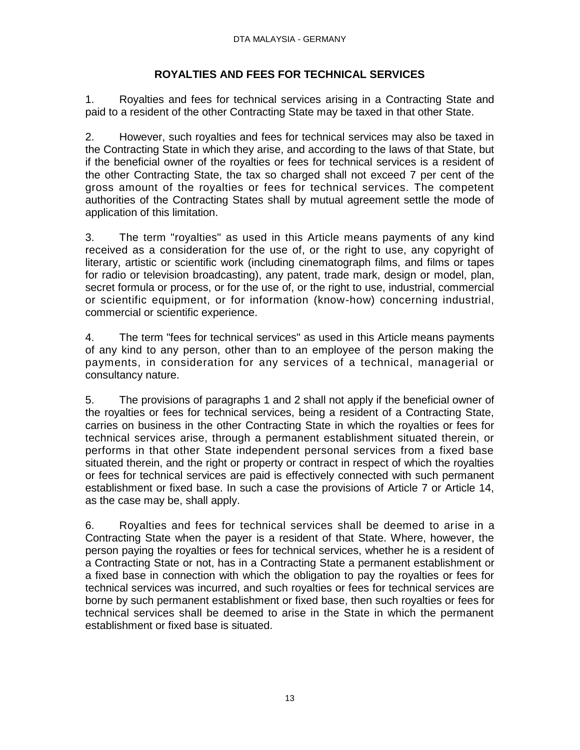## ROYALTIES AND FEES FOR TECHNICAL SERVICES

1. Royalties and fees for technical services arising in a Contracting State and paid to a resident of the other Contracting State may be taxed in that other State.

2. However, such royalties and fees for technical services may also be taxed in the Contracting State in which they arise, and according to the laws of that State, but if the beneficial owner of the royalties or fees for technical services is a resident of the other Contracting State, the tax so charged shall not exceed 7 per cent of the gross amount of the royalties or fees for technical services. The competent authorities of the Contracting States shall by mutual agreement settle the mode of application of this limitation.

3. The term "royalties" as used in this Article means payments of any kind received as a consideration for the use of, or the right to use, any copyright of literary, artistic or scientific work (including cinematograph films, and films or tapes for radio or television broadcasting), any patent, trade mark, design or model, plan, secret formula or process, or for the use of, or the right to use, industrial, commercial or scientific equipment, or for information (know-how) concerning industrial, commercial or scientific experience.

4. The term "fees for technical services" as used in this Article means payments of any kind to any person, other than to an employee of the person making the payments, in consideration for any services of a technical, managerial or consultancy nature.

5. The provisions of paragraphs 1 and 2 shall not apply if the beneficial owner of the royalties or fees for technical services, being a resident of a Contracting State, carries on business in the other Contracting State in which the royalties or fees for technical services arise, through a permanent establishment situated therein, or performs in that other State independent personal services from a fixed base situated therein, and the right or property or contract in respect of which the royalties or fees for technical services are paid is effectively connected with such permanent establishment or fixed base. In such a case the provisions of Article 7 or Article 14, as the case may be, shall apply.

6. Royalties and fees for technical services shall be deemed to arise in a Contracting State when the payer is a resident of that State. Where, however, the person paying the royalties or fees for technical services, whether he is a resident of a Contracting State or not, has in a Contracting State a permanent establishment or a fixed base in connection with which the obligation to pay the royalties or fees for technical services was incurred, and such royalties or fees for technical services are borne by such permanent establishment or fixed base, then such royalties or fees for technical services shall be deemed to arise in the State in which the permanent establishment or fixed base is situated.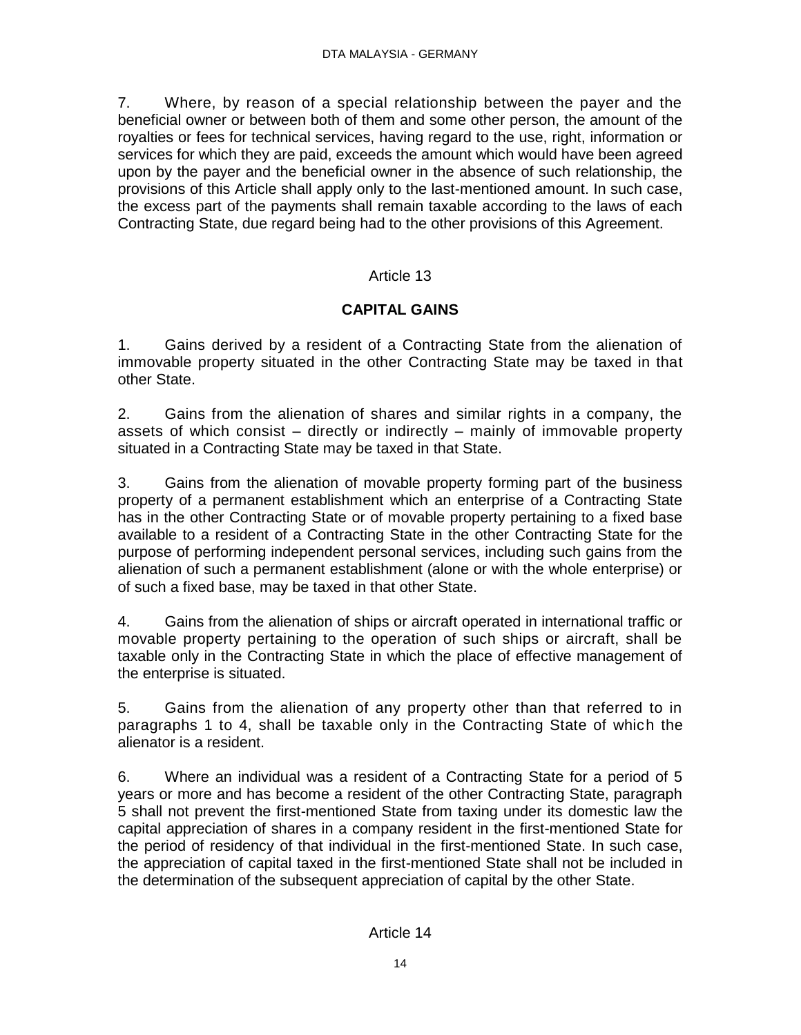7. Where, by reason of a special relationship between the payer and the beneficial owner or between both of them and some other person, the amount of the royalties or fees for technical services, having regard to the use, right, information or services for which they are paid, exceeds the amount which would have been agreed upon by the payer and the beneficial owner in the absence of such relationship, the provisions of this Article shall apply only to the last-mentioned amount. In such case, the excess part of the payments shall remain taxable according to the laws of each Contracting State, due regard being had to the other provisions of this Agreement.

## Article 13

## CAPITAL GAINS

1. Gains derived by a resident of a Contracting State from the alienation of immovable property situated in the other Contracting State may be taxed in that other State.

2. Gains from the alienation of shares and similar rights in a company, the assets of which consist – directly or indirectly – mainly of immovable property situated in a Contracting State may be taxed in that State.

3. Gains from the alienation of movable property forming part of the business property of a permanent establishment which an enterprise of a Contracting State has in the other Contracting State or of movable property pertaining to a fixed base available to a resident of a Contracting State in the other Contracting State for the purpose of performing independent personal services, including such gains from the alienation of such a permanent establishment (alone or with the whole enterprise) or of such a fixed base, may be taxed in that other State.

4. Gains from the alienation of ships or aircraft operated in international traffic or movable property pertaining to the operation of such ships or aircraft, shall be taxable only in the Contracting State in which the place of effective management of the enterprise is situated.

5. Gains from the alienation of any property other than that referred to in paragraphs 1 to 4, shall be taxable only in the Contracting State of which the alienator is a resident.

6. Where an individual was a resident of a Contracting State for a period of 5 years or more and has become a resident of the other Contracting State, paragraph 5 shall not prevent the first-mentioned State from taxing under its domestic law the capital appreciation of shares in a company resident in the first-mentioned State for the period of residency of that individual in the first-mentioned State. In such case, the appreciation of capital taxed in the first-mentioned State shall not be included in the determination of the subsequent appreciation of capital by the other State.

## Article 14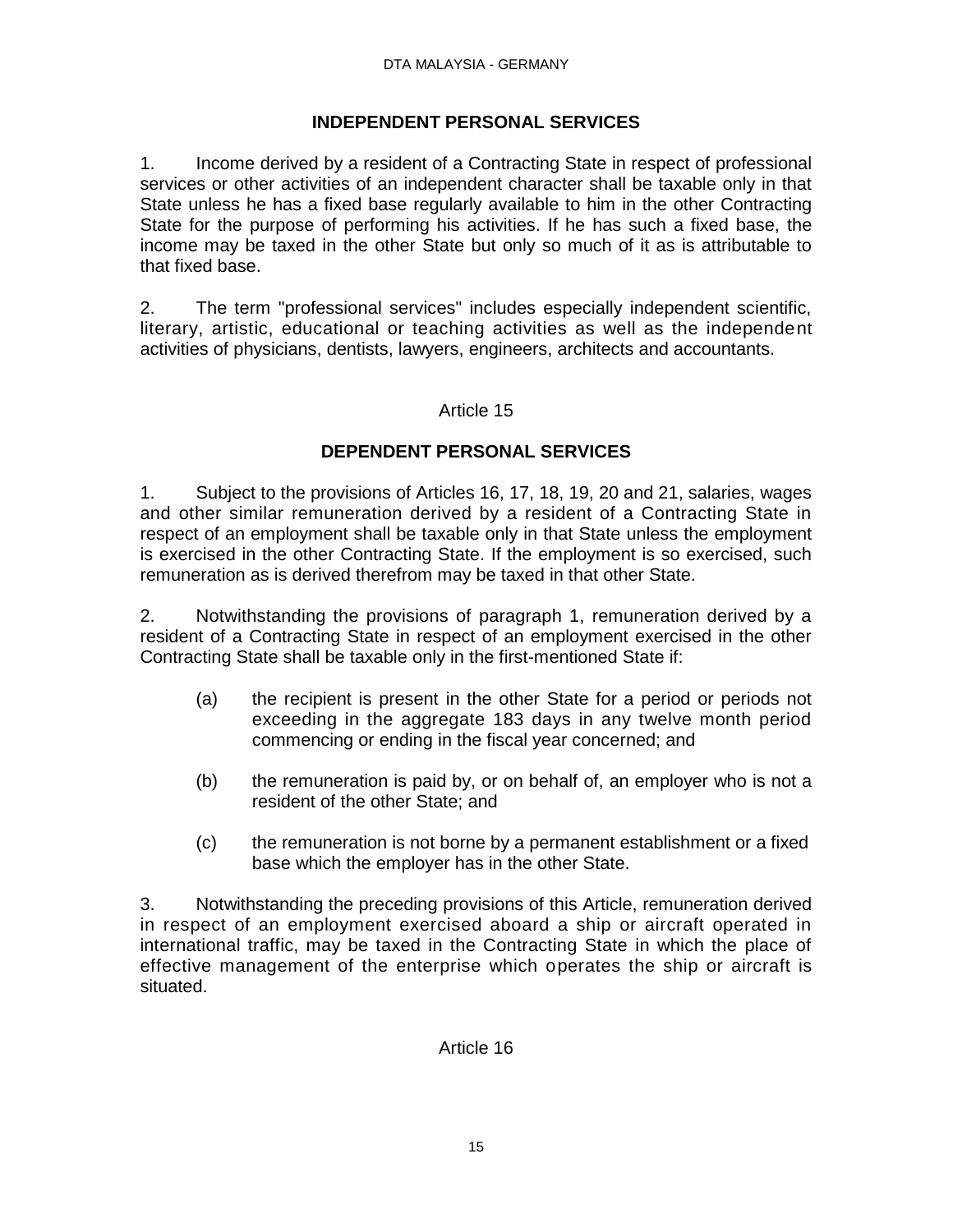## INDEPENDENT PERSONAL SERVICES

1. Income derived by a resident of a Contracting State in respect of professional services or other activities of an independent character shall be taxable only in that State unless he has a fixed base regularly available to him in the other Contracting State for the purpose of performing his activities. If he has such a fixed base, the income may be taxed in the other State but only so much of it as is attributable to that fixed base.

2. The term "professional services" includes especially independent scientific, literary, artistic, educational or teaching activities as well as the independent activities of physicians, dentists, lawyers, engineers, architects and accountants.

## Article 15

## DEPENDENT PERSONAL SERVICES

1. Subject to the provisions of Articles 16, 17, 18, 19, 20 and 21, salaries, wages and other similar remuneration derived by a resident of a Contracting State in respect of an employment shall be taxable only in that State unless the employment is exercised in the other Contracting State. If the employment is so exercised, such remuneration as is derived therefrom may be taxed in that other State.

2. Notwithstanding the provisions of paragraph 1, remuneration derived by a resident of a Contracting State in respect of an employment exercised in the other Contracting State shall be taxable only in the first-mentioned State if:

   (a) the recipient is present in the other State for a period or periods not exceeding in the aggregate 183 days in any twelve month period commencing or ending in the fiscal year concerned; and

   (b) the remuneration is paid by, or on behalf of, an employer who is not a resident of the other State; and

   (c) the remuneration is not borne by a permanent establishment or a fixed base which the employer has in the other State.

3. Notwithstanding the preceding provisions of this Article, remuneration derived in respect of an employment exercised aboard a ship or aircraft operated in international traffic, may be taxed in the Contracting State in which the place of effective management of the enterprise which operates the ship or aircraft is situated.

## Article 16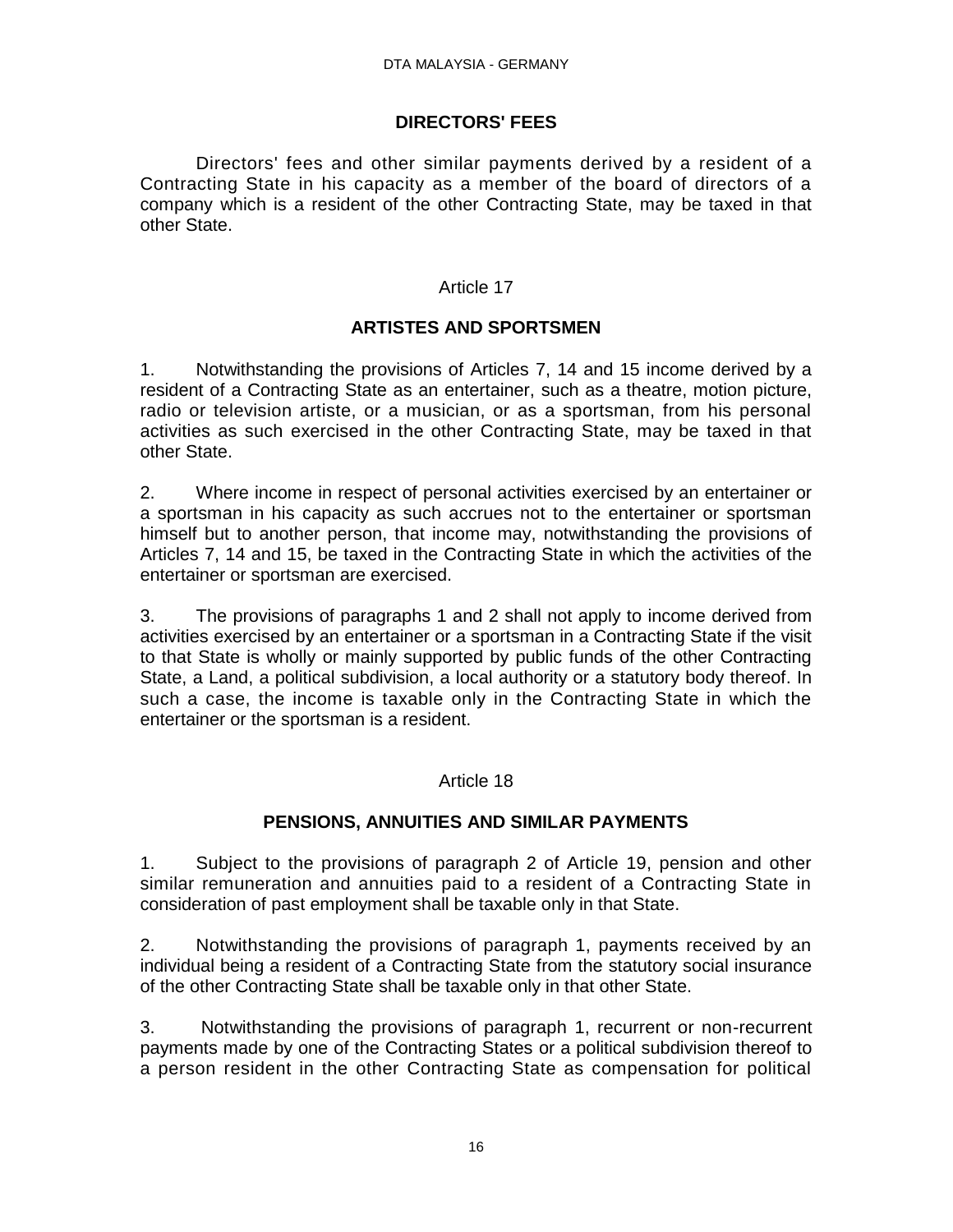## DIRECTORS' FEES

Directors' fees and other similar payments derived by a resident of a Contracting State in his capacity as a member of the board of directors of a company which is a resident of the other Contracting State, may be taxed in that other State.

Article 17

## ARTISTES AND SPORTSMEN

1. Notwithstanding the provisions of Articles 7, 14 and 15 income derived by a resident of a Contracting State as an entertainer, such as a theatre, motion picture, radio or television artiste, or a musician, or as a sportsman, from his personal activities as such exercised in the other Contracting State, may be taxed in that other State.

2. Where income in respect of personal activities exercised by an entertainer or a sportsman in his capacity as such accrues not to the entertainer or sportsman himself but to another person, that income may, notwithstanding the provisions of Articles 7, 14 and 15, be taxed in the Contracting State in which the activities of the entertainer or sportsman are exercised.

3. The provisions of paragraphs 1 and 2 shall not apply to income derived from activities exercised by an entertainer or a sportsman in a Contracting State if the visit to that State is wholly or mainly supported by public funds of the other Contracting State, a Land, a political subdivision, a local authority or a statutory body thereof. In such a case, the income is taxable only in the Contracting State in which the entertainer or the sportsman is a resident.

Article 18

## PENSIONS, ANNUITIES AND SIMILAR PAYMENTS

1. Subject to the provisions of paragraph 2 of Article 19, pension and other similar remuneration and annuities paid to a resident of a Contracting State in consideration of past employment shall be taxable only in that State.

2. Notwithstanding the provisions of paragraph 1, payments received by an individual being a resident of a Contracting State from the statutory social insurance of the other Contracting State shall be taxable only in that other State.

3. Notwithstanding the provisions of paragraph 1, recurrent or non-recurrent payments made by one of the Contracting States or a political subdivision thereof to a person resident in the other Contracting State as compensation for political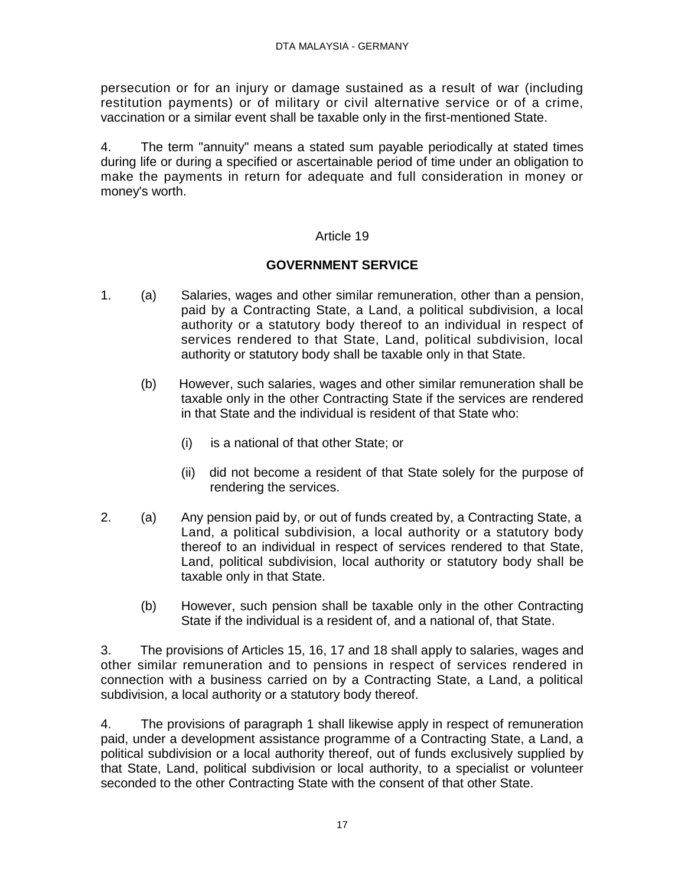persecution or for an injury or damage sustained as a result of war (including restitution payments) or of military or civil alternative service or of a crime, vaccination or a similar event shall be taxable only in the first-mentioned State.

4. The term "annuity" means a stated sum payable periodically at stated times during life or during a specified or ascertainable period of time under an obligation to make the payments in return for adequate and full consideration in money or money's worth.

Article 19

## GOVERNMENT SERVICE

1. (a) Salaries, wages and other similar remuneration, other than a pension, paid by a Contracting State, a Land, a political subdivision, a local authority or a statutory body thereof to an individual in respect of services rendered to that State, Land, political subdivision, local authority or statutory body shall be taxable only in that State.

   (b) However, such salaries, wages and other similar remuneration shall be taxable only in the other Contracting State if the services are rendered in that State and the individual is resident of that State who:

      (i) is a national of that other State; or

      (ii) did not become a resident of that State solely for the purpose of rendering the services.

2. (a) Any pension paid by, or out of funds created by, a Contracting State, a Land, a political subdivision, a local authority or a statutory body thereof to an individual in respect of services rendered to that State, Land, political subdivision, local authority or statutory body shall be taxable only in that State.

   (b) However, such pension shall be taxable only in the other Contracting State if the individual is a resident of, and a national of, that State.

3. The provisions of Articles 15, 16, 17 and 18 shall apply to salaries, wages and other similar remuneration and to pensions in respect of services rendered in connection with a business carried on by a Contracting State, a Land, a political subdivision, a local authority or a statutory body thereof.

4. The provisions of paragraph 1 shall likewise apply in respect of remuneration paid, under a development assistance programme of a Contracting State, a Land, a political subdivision or a local authority thereof, out of funds exclusively supplied by that State, Land, political subdivision or local authority, to a specialist or volunteer seconded to the other Contracting State with the consent of that other State.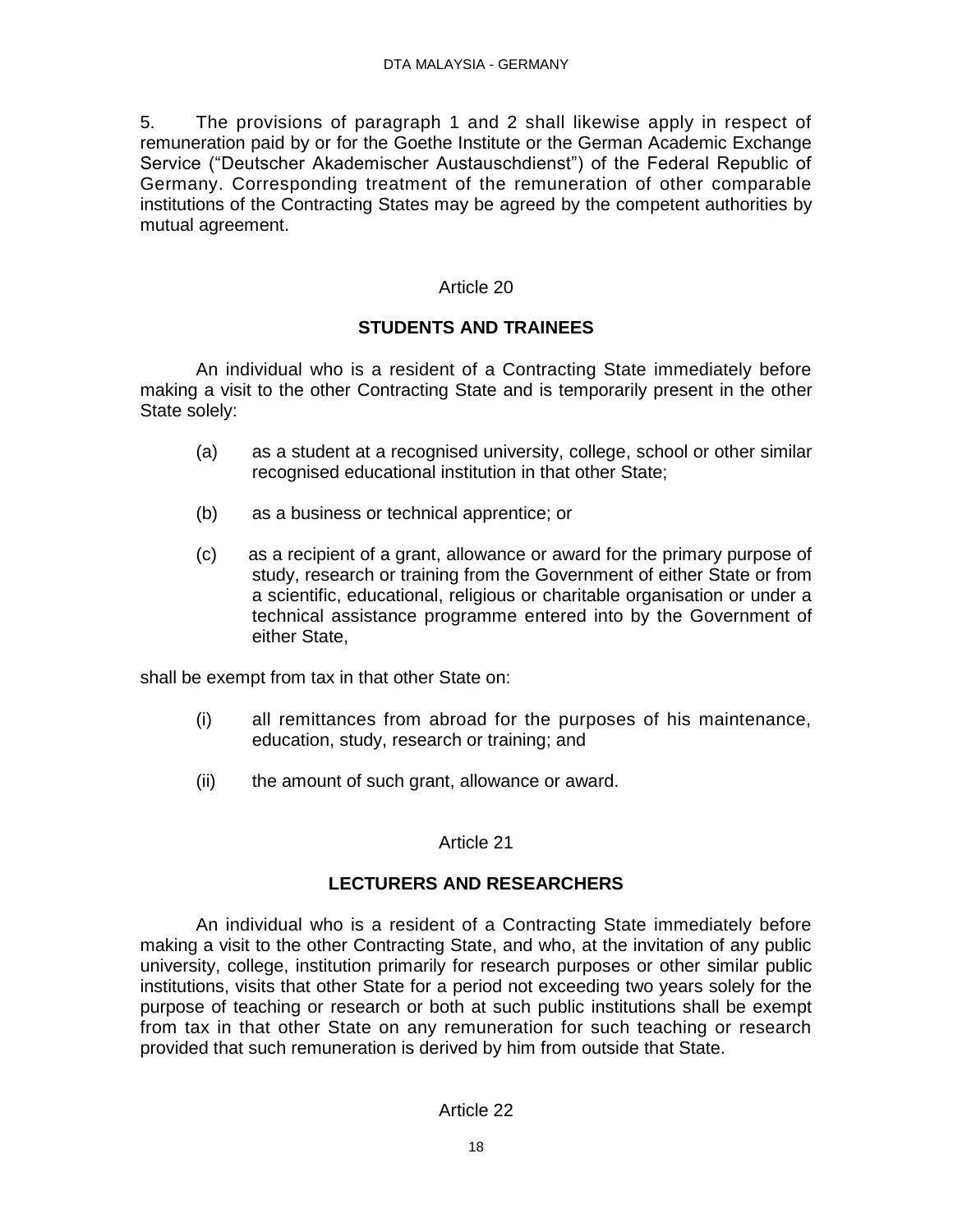5. The provisions of paragraph 1 and 2 shall likewise apply in respect of remuneration paid by or for the Goethe Institute or the German Academic Exchange Service ("Deutscher Akademischer Austauschdienst") of the Federal Republic of Germany. Corresponding treatment of the remuneration of other comparable institutions of the Contracting States may be agreed by the competent authorities by mutual agreement.

Article 20

**STUDENTS AND TRAINEES**

An individual who is a resident of a Contracting State immediately before making a visit to the other Contracting State and is temporarily present in the other State solely:

(a) as a student at a recognised university, college, school or other similar recognised educational institution in that other State;

(b) as a business or technical apprentice; or

(c) as a recipient of a grant, allowance or award for the primary purpose of study, research or training from the Government of either State or from a scientific, educational, religious or charitable organisation or under a technical assistance programme entered into by the Government of either State,

shall be exempt from tax in that other State on:

(i) all remittances from abroad for the purposes of his maintenance, education, study, research or training; and

(ii) the amount of such grant, allowance or award.

Article 21

**LECTURERS AND RESEARCHERS**

An individual who is a resident of a Contracting State immediately before making a visit to the other Contracting State, and who, at the invitation of any public university, college, institution primarily for research purposes or other similar public institutions, visits that other State for a period not exceeding two years solely for the purpose of teaching or research or both at such public institutions shall be exempt from tax in that other State on any remuneration for such teaching or research provided that such remuneration is derived by him from outside that State.

Article 22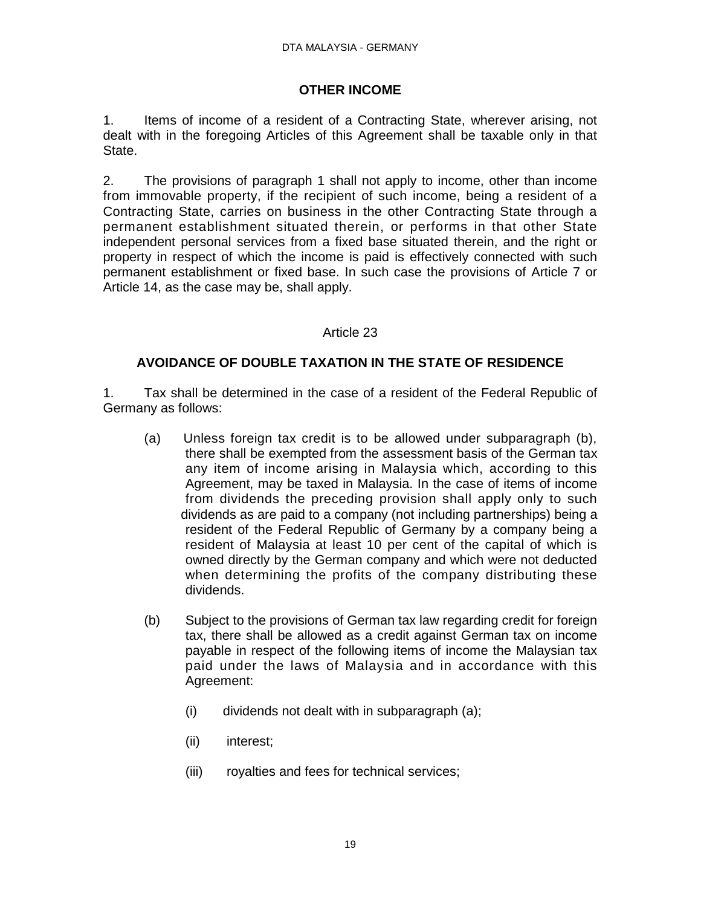## OTHER INCOME

1. Items of income of a resident of a Contracting State, wherever arising, not dealt with in the foregoing Articles of this Agreement shall be taxable only in that State.

2. The provisions of paragraph 1 shall not apply to income, other than income from immovable property, if the recipient of such income, being a resident of a Contracting State, carries on business in the other Contracting State through a permanent establishment situated therein, or performs in that other State independent personal services from a fixed base situated therein, and the right or property in respect of which the income is paid is effectively connected with such permanent establishment or fixed base. In such case the provisions of Article 7 or Article 14, as the case may be, shall apply.

Article 23

## AVOIDANCE OF DOUBLE TAXATION IN THE STATE OF RESIDENCE

1. Tax shall be determined in the case of a resident of the Federal Republic of Germany as follows:

(a) Unless foreign tax credit is to be allowed under subparagraph (b), there shall be exempted from the assessment basis of the German tax any item of income arising in Malaysia which, according to this Agreement, may be taxed in Malaysia. In the case of items of income from dividends the preceding provision shall apply only to such dividends as are paid to a company (not including partnerships) being a resident of the Federal Republic of Germany by a company being a resident of Malaysia at least 10 per cent of the capital of which is owned directly by the German company and which were not deducted when determining the profits of the company distributing these dividends.

(b) Subject to the provisions of German tax law regarding credit for foreign tax, there shall be allowed as a credit against German tax on income payable in respect of the following items of income the Malaysian tax paid under the laws of Malaysia and in accordance with this Agreement:

(i) dividends not dealt with in subparagraph (a);

(ii) interest;

(iii) royalties and fees for technical services;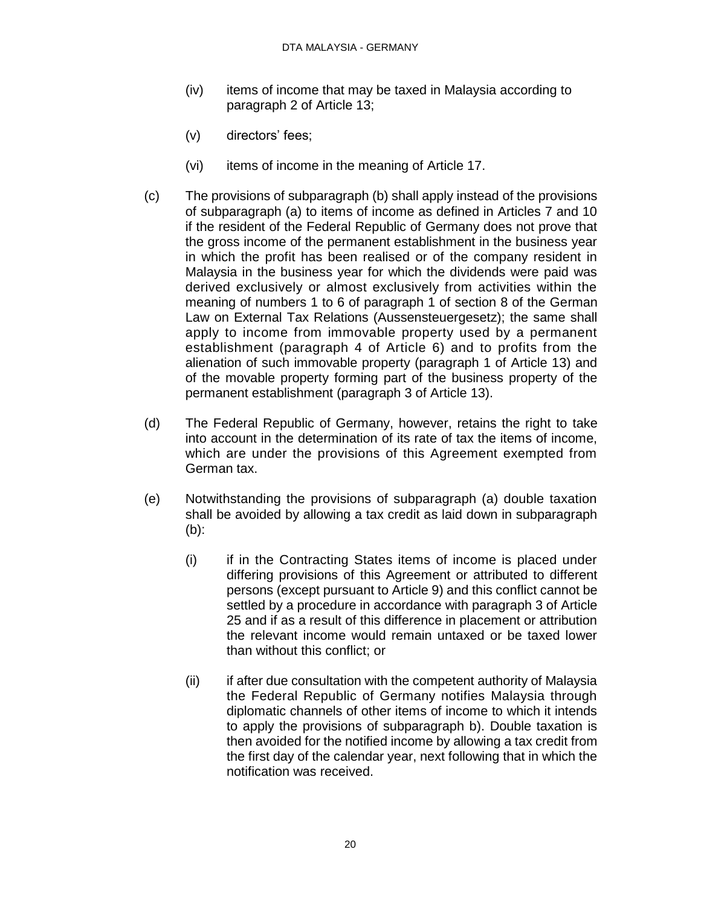(iv) items of income that may be taxed in Malaysia according to paragraph 2 of Article 13;

(v) directors' fees;

(vi) items of income in the meaning of Article 17.

(c) The provisions of subparagraph (b) shall apply instead of the provisions of subparagraph (a) to items of income as defined in Articles 7 and 10 if the resident of the Federal Republic of Germany does not prove that the gross income of the permanent establishment in the business year in which the profit has been realised or of the company resident in Malaysia in the business year for which the dividends were paid was derived exclusively or almost exclusively from activities within the meaning of numbers 1 to 6 of paragraph 1 of section 8 of the German Law on External Tax Relations (Aussensteuergesetz); the same shall apply to income from immovable property used by a permanent establishment (paragraph 4 of Article 6) and to profits from the alienation of such immovable property (paragraph 1 of Article 13) and of the movable property forming part of the business property of the permanent establishment (paragraph 3 of Article 13).

(d) The Federal Republic of Germany, however, retains the right to take into account in the determination of its rate of tax the items of income, which are under the provisions of this Agreement exempted from German tax.

(e) Notwithstanding the provisions of subparagraph (a) double taxation shall be avoided by allowing a tax credit as laid down in subparagraph (b):

(i) if in the Contracting States items of income is placed under differing provisions of this Agreement or attributed to different persons (except pursuant to Article 9) and this conflict cannot be settled by a procedure in accordance with paragraph 3 of Article 25 and if as a result of this difference in placement or attribution the relevant income would remain untaxed or be taxed lower than without this conflict; or

(ii) if after due consultation with the competent authority of Malaysia the Federal Republic of Germany notifies Malaysia through diplomatic channels of other items of income to which it intends to apply the provisions of subparagraph b). Double taxation is then avoided for the notified income by allowing a tax credit from the first day of the calendar year, next following that in which the notification was received.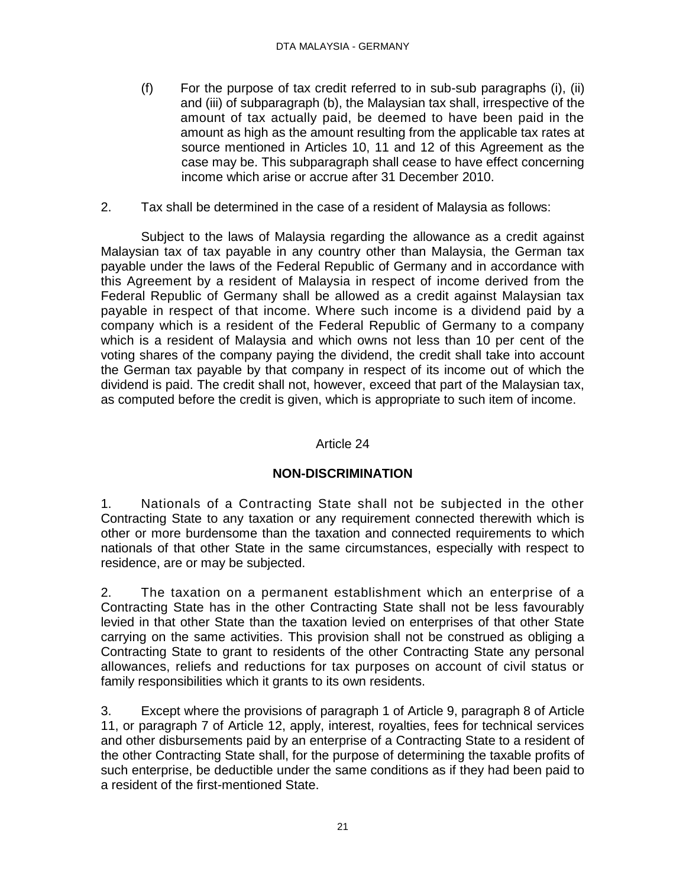(f) For the purpose of tax credit referred to in sub-sub paragraphs (i), (ii) and (iii) of subparagraph (b), the Malaysian tax shall, irrespective of the amount of tax actually paid, be deemed to have been paid in the amount as high as the amount resulting from the applicable tax rates at source mentioned in Articles 10, 11 and 12 of this Agreement as the case may be. This subparagraph shall cease to have effect concerning income which arise or accrue after 31 December 2010.

2. Tax shall be determined in the case of a resident of Malaysia as follows:

Subject to the laws of Malaysia regarding the allowance as a credit against Malaysian tax of tax payable in any country other than Malaysia, the German tax payable under the laws of the Federal Republic of Germany and in accordance with this Agreement by a resident of Malaysia in respect of income derived from the Federal Republic of Germany shall be allowed as a credit against Malaysian tax payable in respect of that income. Where such income is a dividend paid by a company which is a resident of the Federal Republic of Germany to a company which is a resident of Malaysia and which owns not less than 10 per cent of the voting shares of the company paying the dividend, the credit shall take into account the German tax payable by that company in respect of its income out of which the dividend is paid. The credit shall not, however, exceed that part of the Malaysian tax, as computed before the credit is given, which is appropriate to such item of income.

Article 24

**NON-DISCRIMINATION**

1. Nationals of a Contracting State shall not be subjected in the other Contracting State to any taxation or any requirement connected therewith which is other or more burdensome than the taxation and connected requirements to which nationals of that other State in the same circumstances, especially with respect to residence, are or may be subjected.

2. The taxation on a permanent establishment which an enterprise of a Contracting State has in the other Contracting State shall not be less favourably levied in that other State than the taxation levied on enterprises of that other State carrying on the same activities. This provision shall not be construed as obliging a Contracting State to grant to residents of the other Contracting State any personal allowances, reliefs and reductions for tax purposes on account of civil status or family responsibilities which it grants to its own residents.

3. Except where the provisions of paragraph 1 of Article 9, paragraph 8 of Article 11, or paragraph 7 of Article 12, apply, interest, royalties, fees for technical services and other disbursements paid by an enterprise of a Contracting State to a resident of the other Contracting State shall, for the purpose of determining the taxable profits of such enterprise, be deductible under the same conditions as if they had been paid to a resident of the first-mentioned State.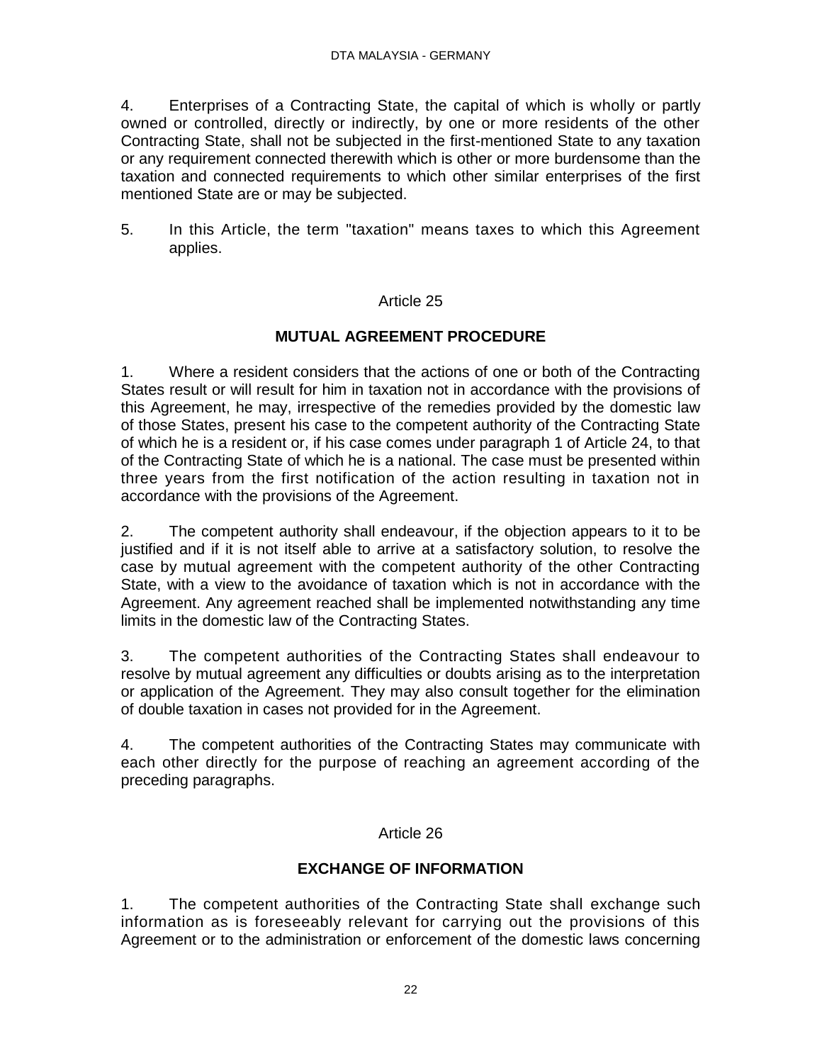4. Enterprises of a Contracting State, the capital of which is wholly or partly owned or controlled, directly or indirectly, by one or more residents of the other Contracting State, shall not be subjected in the first-mentioned State to any taxation or any requirement connected therewith which is other or more burdensome than the taxation and connected requirements to which other similar enterprises of the first mentioned State are or may be subjected.

5. In this Article, the term "taxation" means taxes to which this Agreement applies.

Article 25

**MUTUAL AGREEMENT PROCEDURE**

1. Where a resident considers that the actions of one or both of the Contracting States result or will result for him in taxation not in accordance with the provisions of this Agreement, he may, irrespective of the remedies provided by the domestic law of those States, present his case to the competent authority of the Contracting State of which he is a resident or, if his case comes under paragraph 1 of Article 24, to that of the Contracting State of which he is a national. The case must be presented within three years from the first notification of the action resulting in taxation not in accordance with the provisions of the Agreement.

2. The competent authority shall endeavour, if the objection appears to it to be justified and if it is not itself able to arrive at a satisfactory solution, to resolve the case by mutual agreement with the competent authority of the other Contracting State, with a view to the avoidance of taxation which is not in accordance with the Agreement. Any agreement reached shall be implemented notwithstanding any time limits in the domestic law of the Contracting States.

3. The competent authorities of the Contracting States shall endeavour to resolve by mutual agreement any difficulties or doubts arising as to the interpretation or application of the Agreement. They may also consult together for the elimination of double taxation in cases not provided for in the Agreement.

4. The competent authorities of the Contracting States may communicate with each other directly for the purpose of reaching an agreement according of the preceding paragraphs.

Article 26

**EXCHANGE OF INFORMATION**

1. The competent authorities of the Contracting State shall exchange such information as is foreseeably relevant for carrying out the provisions of this Agreement or to the administration or enforcement of the domestic laws concerning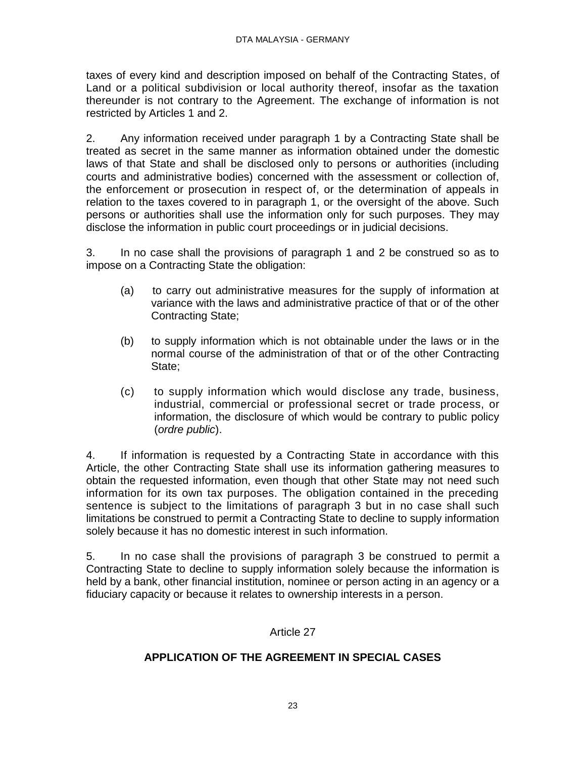taxes of every kind and description imposed on behalf of the Contracting States, of Land or a political subdivision or local authority thereof, insofar as the taxation thereunder is not contrary to the Agreement. The exchange of information is not restricted by Articles 1 and 2.

2. Any information received under paragraph 1 by a Contracting State shall be treated as secret in the same manner as information obtained under the domestic laws of that State and shall be disclosed only to persons or authorities (including courts and administrative bodies) concerned with the assessment or collection of, the enforcement or prosecution in respect of, or the determination of appeals in relation to the taxes covered to in paragraph 1, or the oversight of the above. Such persons or authorities shall use the information only for such purposes. They may disclose the information in public court proceedings or in judicial decisions.

3. In no case shall the provisions of paragraph 1 and 2 be construed so as to impose on a Contracting State the obligation:

(a) to carry out administrative measures for the supply of information at variance with the laws and administrative practice of that or of the other Contracting State;

(b) to supply information which is not obtainable under the laws or in the normal course of the administration of that or of the other Contracting State;

(c) to supply information which would disclose any trade, business, industrial, commercial or professional secret or trade process, or information, the disclosure of which would be contrary to public policy (*ordre public*).

4. If information is requested by a Contracting State in accordance with this Article, the other Contracting State shall use its information gathering measures to obtain the requested information, even though that other State may not need such information for its own tax purposes. The obligation contained in the preceding sentence is subject to the limitations of paragraph 3 but in no case shall such limitations be construed to permit a Contracting State to decline to supply information solely because it has no domestic interest in such information.

5. In no case shall the provisions of paragraph 3 be construed to permit a Contracting State to decline to supply information solely because the information is held by a bank, other financial institution, nominee or person acting in an agency or a fiduciary capacity or because it relates to ownership interests in a person.

Article 27

## APPLICATION OF THE AGREEMENT IN SPECIAL CASES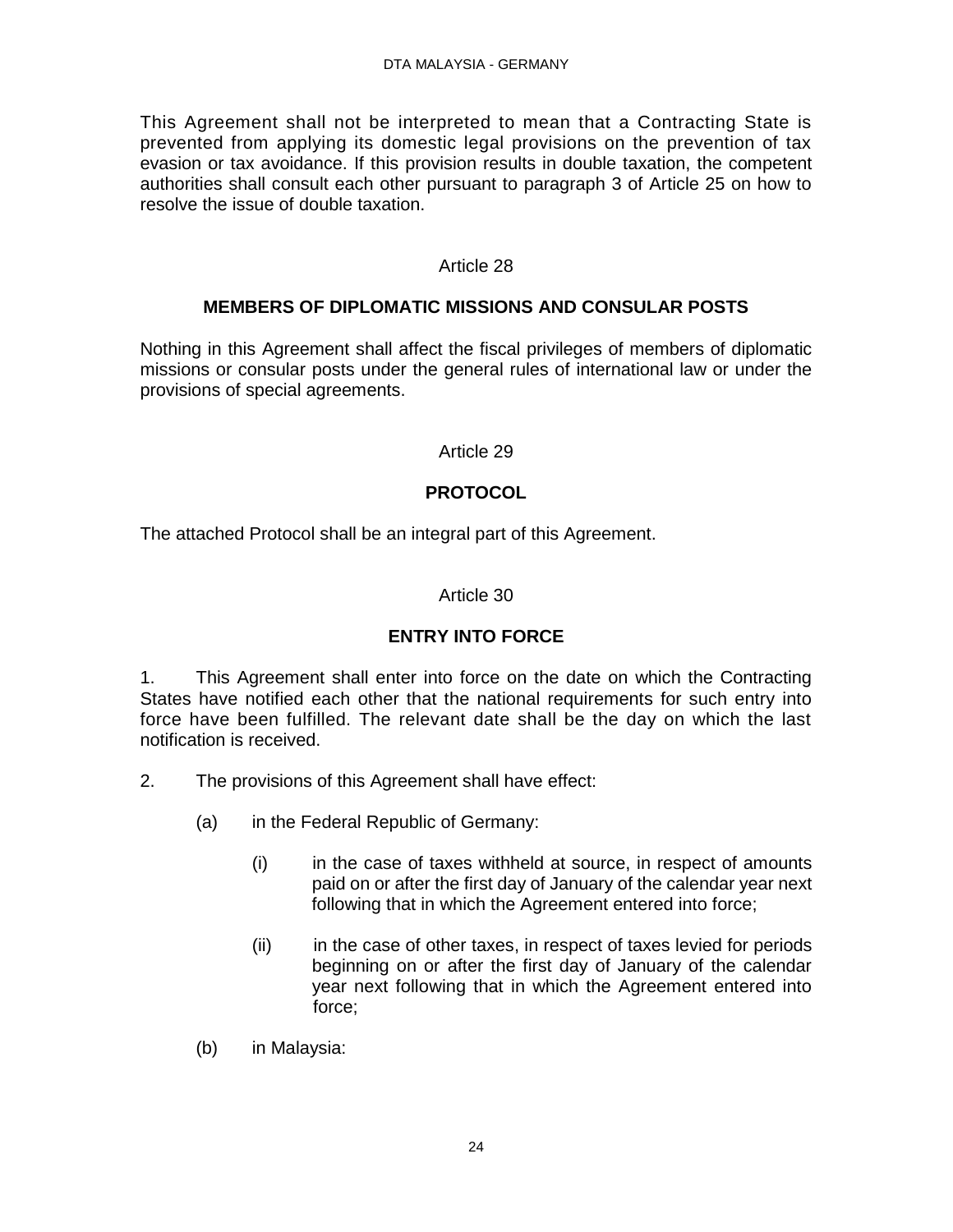This Agreement shall not be interpreted to mean that a Contracting State is prevented from applying its domestic legal provisions on the prevention of tax evasion or tax avoidance. If this provision results in double taxation, the competent authorities shall consult each other pursuant to paragraph 3 of Article 25 on how to resolve the issue of double taxation.

Article 28

**MEMBERS OF DIPLOMATIC MISSIONS AND CONSULAR POSTS**

Nothing in this Agreement shall affect the fiscal privileges of members of diplomatic missions or consular posts under the general rules of international law or under the provisions of special agreements.

Article 29

**PROTOCOL**

The attached Protocol shall be an integral part of this Agreement.

Article 30

**ENTRY INTO FORCE**

1. This Agreement shall enter into force on the date on which the Contracting States have notified each other that the national requirements for such entry into force have been fulfilled. The relevant date shall be the day on which the last notification is received.

2. The provisions of this Agreement shall have effect:

   (a) in the Federal Republic of Germany:

      (i) in the case of taxes withheld at source, in respect of amounts paid on or after the first day of January of the calendar year next following that in which the Agreement entered into force;

      (ii) in the case of other taxes, in respect of taxes levied for periods beginning on or after the first day of January of the calendar year next following that in which the Agreement entered into force;

   (b) in Malaysia: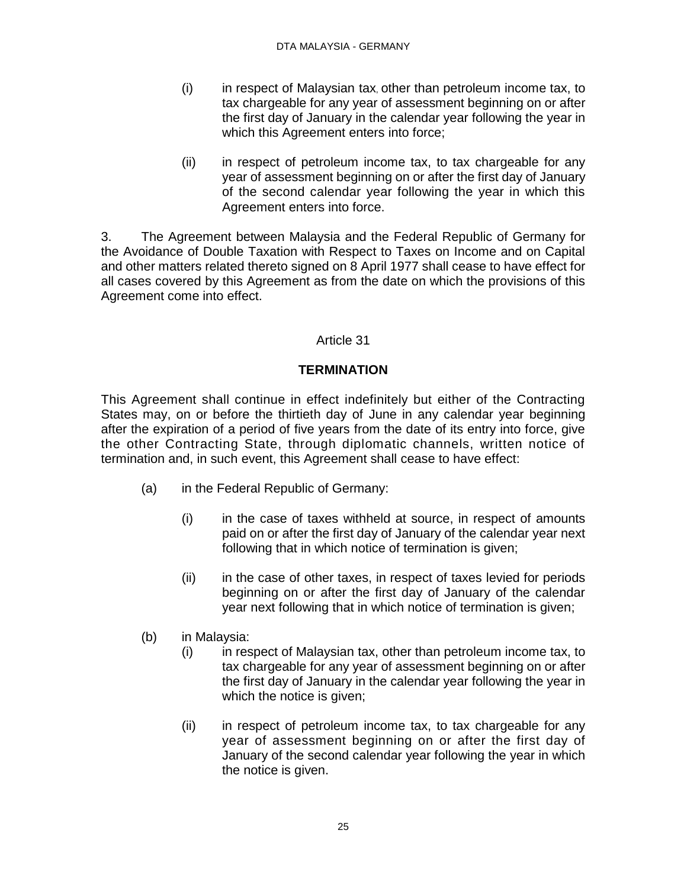(i) in respect of Malaysian tax, other than petroleum income tax, to tax chargeable for any year of assessment beginning on or after the first day of January in the calendar year following the year in which this Agreement enters into force;

(ii) in respect of petroleum income tax, to tax chargeable for any year of assessment beginning on or after the first day of January of the second calendar year following the year in which this Agreement enters into force.

3. The Agreement between Malaysia and the Federal Republic of Germany for the Avoidance of Double Taxation with Respect to Taxes on Income and on Capital and other matters related thereto signed on 8 April 1977 shall cease to have effect for all cases covered by this Agreement as from the date on which the provisions of this Agreement come into effect.

Article 31

**TERMINATION**

This Agreement shall continue in effect indefinitely but either of the Contracting States may, on or before the thirtieth day of June in any calendar year beginning after the expiration of a period of five years from the date of its entry into force, give the other Contracting State, through diplomatic channels, written notice of termination and, in such event, this Agreement shall cease to have effect:

(a) in the Federal Republic of Germany:

(i) in the case of taxes withheld at source, in respect of amounts paid on or after the first day of January of the calendar year next following that in which notice of termination is given;

(ii) in the case of other taxes, in respect of taxes levied for periods beginning on or after the first day of January of the calendar year next following that in which notice of termination is given;

(b) in Malaysia:

(i) in respect of Malaysian tax, other than petroleum income tax, to tax chargeable for any year of assessment beginning on or after the first day of January in the calendar year following the year in which the notice is given;

(ii) in respect of petroleum income tax, to tax chargeable for any year of assessment beginning on or after the first day of January of the second calendar year following the year in which the notice is given.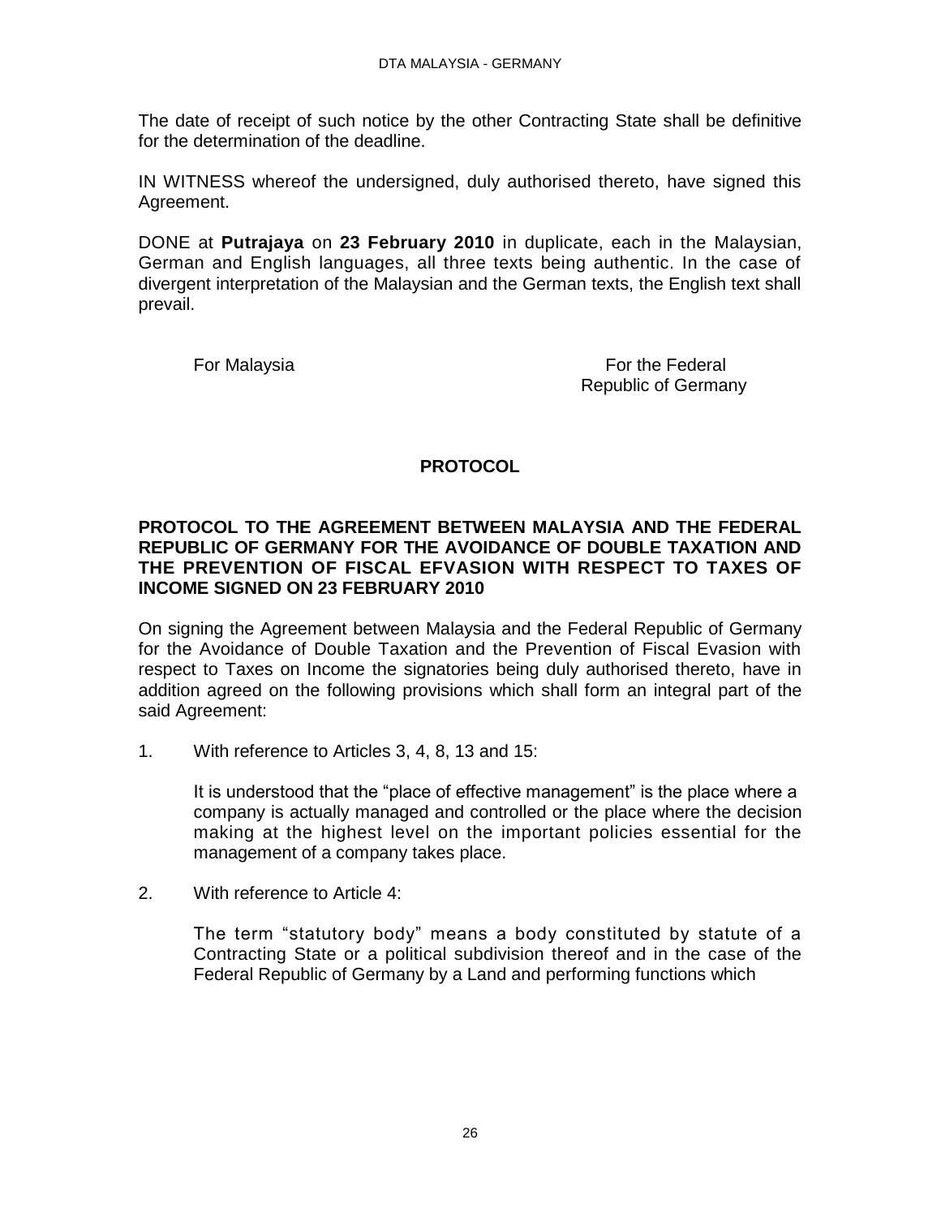The date of receipt of such notice by the other Contracting State shall be definitive for the determination of the deadline.

IN WITNESS whereof the undersigned, duly authorised thereto, have signed this Agreement.

DONE at **Putrajaya** on **23 February 2010** in duplicate, each in the Malaysian, German and English languages, all three texts being authentic. In the case of divergent interpretation of the Malaysian and the German texts, the English text shall prevail.

For Malaysia

For the Federal Republic of Germany

## PROTOCOL

**PROTOCOL TO THE AGREEMENT BETWEEN MALAYSIA AND THE FEDERAL REPUBLIC OF GERMANY FOR THE AVOIDANCE OF DOUBLE TAXATION AND THE PREVENTION OF FISCAL EFVASION WITH RESPECT TO TAXES OF INCOME SIGNED ON 23 FEBRUARY 2010**

On signing the Agreement between Malaysia and the Federal Republic of Germany for the Avoidance of Double Taxation and the Prevention of Fiscal Evasion with respect to Taxes on Income the signatories being duly authorised thereto, have in addition agreed on the following provisions which shall form an integral part of the said Agreement:

1. With reference to Articles 3, 4, 8, 13 and 15:

   It is understood that the "place of effective management" is the place where a company is actually managed and controlled or the place where the decision making at the highest level on the important policies essential for the management of a company takes place.

2. With reference to Article 4:

   The term "statutory body" means a body constituted by statute of a Contracting State or a political subdivision thereof and in the case of the Federal Republic of Germany by a Land and performing functions which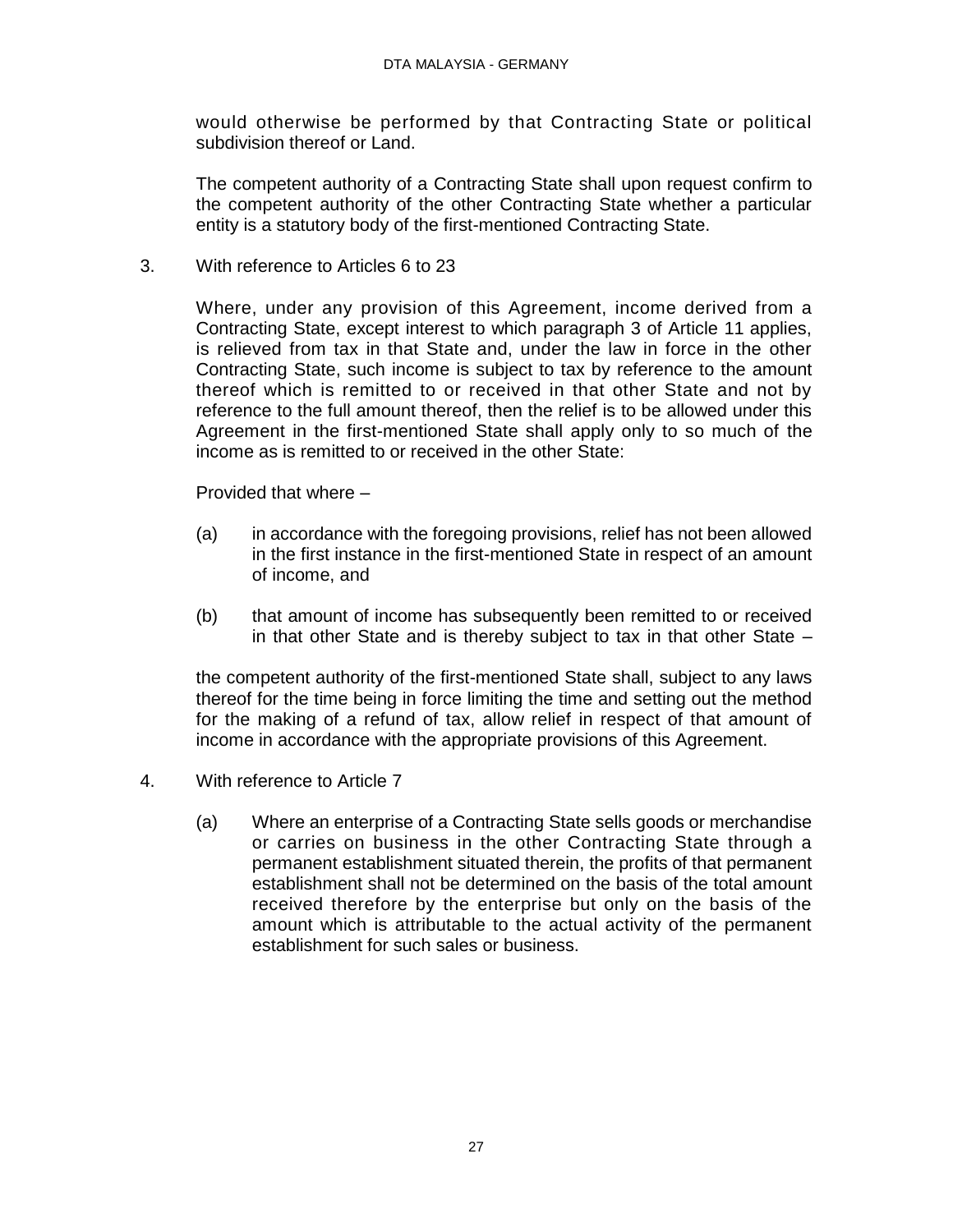would otherwise be performed by that Contracting State or political subdivision thereof or Land.

The competent authority of a Contracting State shall upon request confirm to the competent authority of the other Contracting State whether a particular entity is a statutory body of the first-mentioned Contracting State.

3. With reference to Articles 6 to 23

Where, under any provision of this Agreement, income derived from a Contracting State, except interest to which paragraph 3 of Article 11 applies, is relieved from tax in that State and, under the law in force in the other Contracting State, such income is subject to tax by reference to the amount thereof which is remitted to or received in that other State and not by reference to the full amount thereof, then the relief is to be allowed under this Agreement in the first-mentioned State shall apply only to so much of the income as is remitted to or received in the other State:

Provided that where –

(a) in accordance with the foregoing provisions, relief has not been allowed in the first instance in the first-mentioned State in respect of an amount of income, and

(b) that amount of income has subsequently been remitted to or received in that other State and is thereby subject to tax in that other State –

the competent authority of the first-mentioned State shall, subject to any laws thereof for the time being in force limiting the time and setting out the method for the making of a refund of tax, allow relief in respect of that amount of income in accordance with the appropriate provisions of this Agreement.

4. With reference to Article 7

(a) Where an enterprise of a Contracting State sells goods or merchandise or carries on business in the other Contracting State through a permanent establishment situated therein, the profits of that permanent establishment shall not be determined on the basis of the total amount received therefore by the enterprise but only on the basis of the amount which is attributable to the actual activity of the permanent establishment for such sales or business.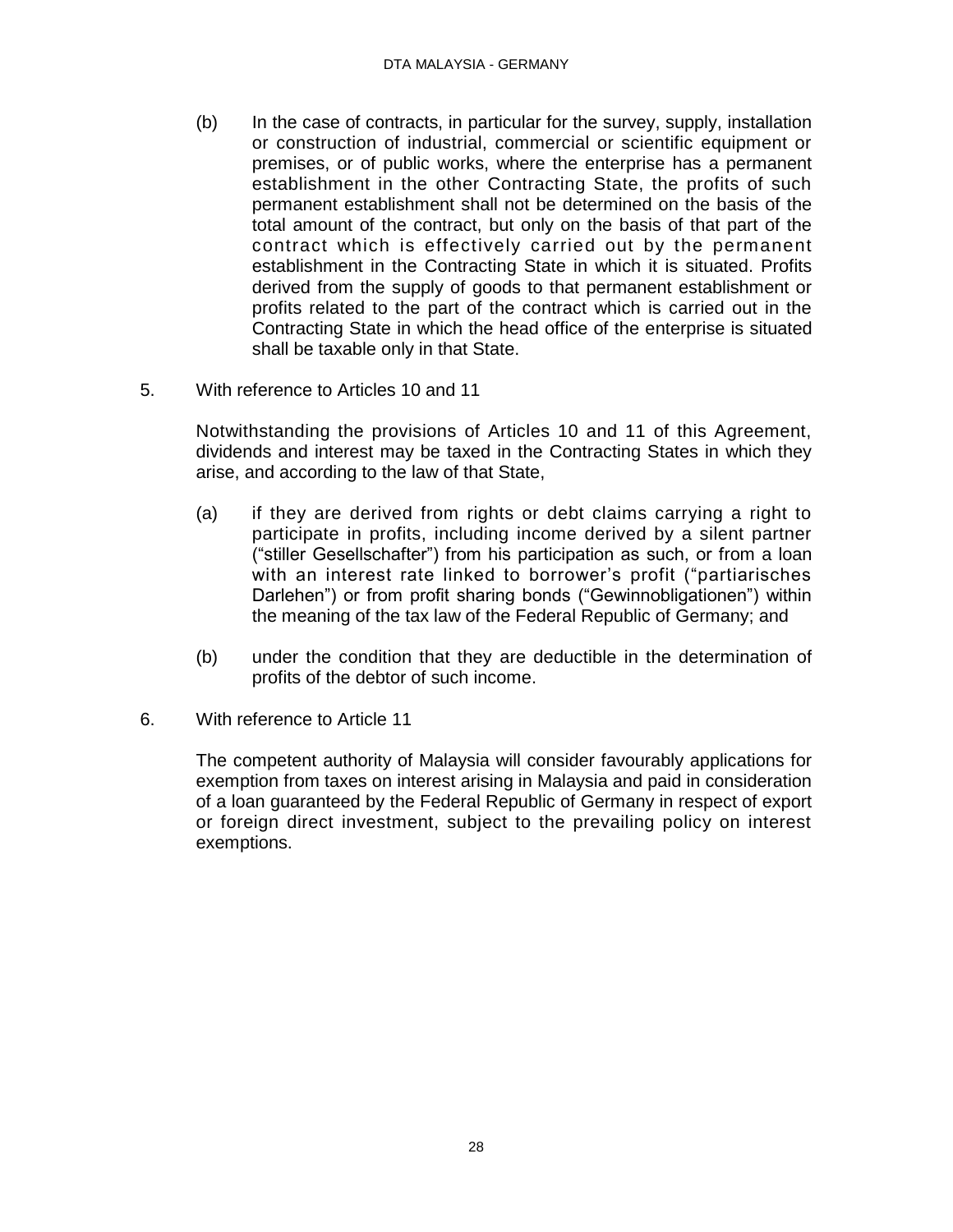(b) In the case of contracts, in particular for the survey, supply, installation or construction of industrial, commercial or scientific equipment or premises, or of public works, where the enterprise has a permanent establishment in the other Contracting State, the profits of such permanent establishment shall not be determined on the basis of the total amount of the contract, but only on the basis of that part of the contract which is effectively carried out by the permanent establishment in the Contracting State in which it is situated. Profits derived from the supply of goods to that permanent establishment or profits related to the part of the contract which is carried out in the Contracting State in which the head office of the enterprise is situated shall be taxable only in that State.

5. With reference to Articles 10 and 11

Notwithstanding the provisions of Articles 10 and 11 of this Agreement, dividends and interest may be taxed in the Contracting States in which they arise, and according to the law of that State,

(a) if they are derived from rights or debt claims carrying a right to participate in profits, including income derived by a silent partner ("stiller Gesellschafter") from his participation as such, or from a loan with an interest rate linked to borrower's profit ("partiarisches Darlehen") or from profit sharing bonds ("Gewinnobligationen") within the meaning of the tax law of the Federal Republic of Germany; and

(b) under the condition that they are deductible in the determination of profits of the debtor of such income.

6. With reference to Article 11

The competent authority of Malaysia will consider favourably applications for exemption from taxes on interest arising in Malaysia and paid in consideration of a loan guaranteed by the Federal Republic of Germany in respect of export or foreign direct investment, subject to the prevailing policy on interest exemptions.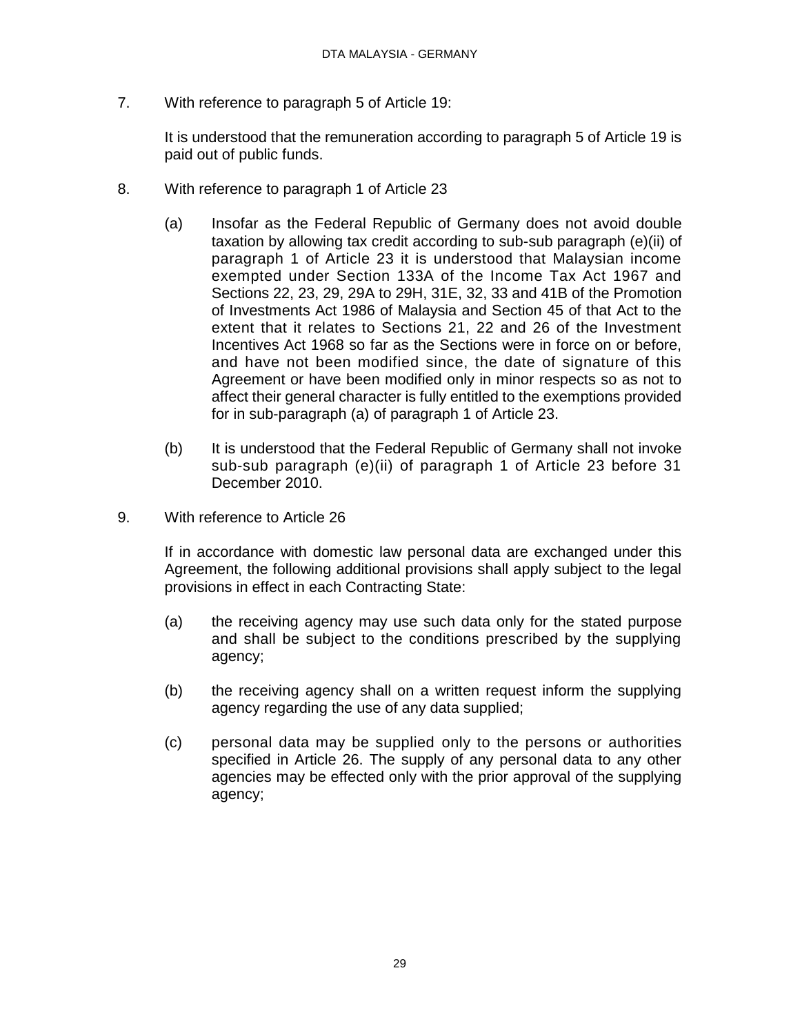7. With reference to paragraph 5 of Article 19:

   It is understood that the remuneration according to paragraph 5 of Article 19 is paid out of public funds.

8. With reference to paragraph 1 of Article 23

   (a) Insofar as the Federal Republic of Germany does not avoid double taxation by allowing tax credit according to sub-sub paragraph (e)(ii) of paragraph 1 of Article 23 it is understood that Malaysian income exempted under Section 133A of the Income Tax Act 1967 and Sections 22, 23, 29, 29A to 29H, 31E, 32, 33 and 41B of the Promotion of Investments Act 1986 of Malaysia and Section 45 of that Act to the extent that it relates to Sections 21, 22 and 26 of the Investment Incentives Act 1968 so far as the Sections were in force on or before, and have not been modified since, the date of signature of this Agreement or have been modified only in minor respects so as not to affect their general character is fully entitled to the exemptions provided for in sub-paragraph (a) of paragraph 1 of Article 23.

   (b) It is understood that the Federal Republic of Germany shall not invoke sub-sub paragraph (e)(ii) of paragraph 1 of Article 23 before 31 December 2010.

9. With reference to Article 26

   If in accordance with domestic law personal data are exchanged under this Agreement, the following additional provisions shall apply subject to the legal provisions in effect in each Contracting State:

   (a) the receiving agency may use such data only for the stated purpose and shall be subject to the conditions prescribed by the supplying agency;

   (b) the receiving agency shall on a written request inform the supplying agency regarding the use of any data supplied;

   (c) personal data may be supplied only to the persons or authorities specified in Article 26. The supply of any personal data to any other agencies may be effected only with the prior approval of the supplying agency;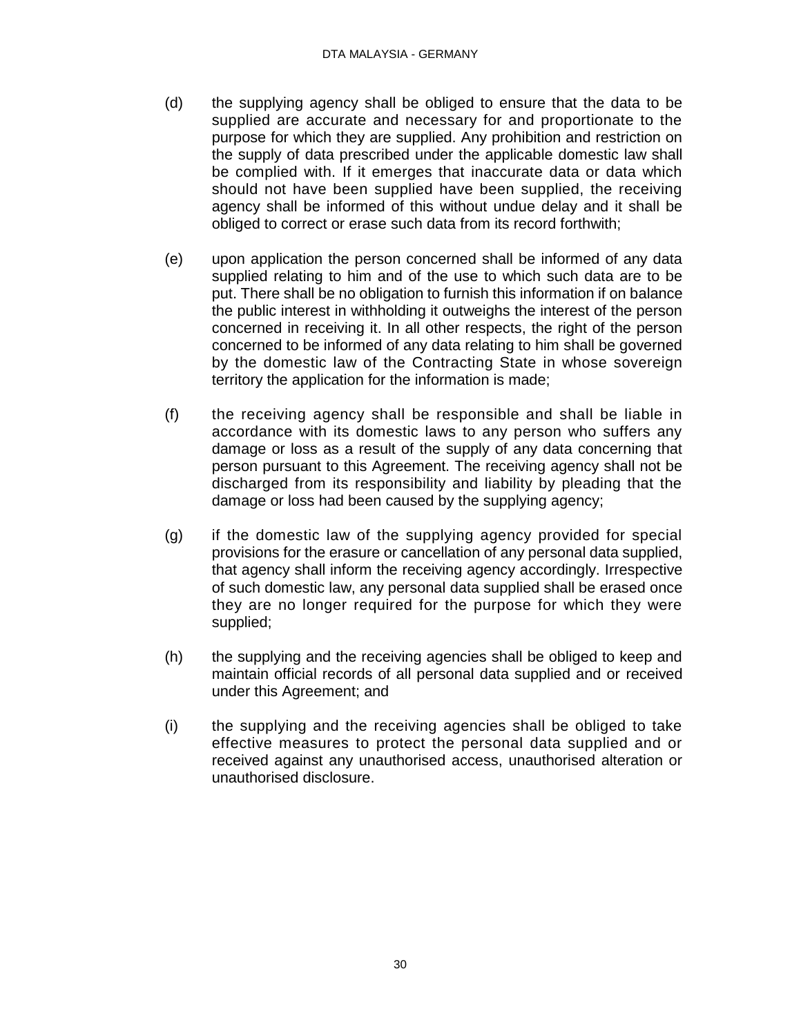(d) the supplying agency shall be obliged to ensure that the data to be supplied are accurate and necessary for and proportionate to the purpose for which they are supplied. Any prohibition and restriction on the supply of data prescribed under the applicable domestic law shall be complied with. If it emerges that inaccurate data or data which should not have been supplied have been supplied, the receiving agency shall be informed of this without undue delay and it shall be obliged to correct or erase such data from its record forthwith;

(e) upon application the person concerned shall be informed of any data supplied relating to him and of the use to which such data are to be put. There shall be no obligation to furnish this information if on balance the public interest in withholding it outweighs the interest of the person concerned in receiving it. In all other respects, the right of the person concerned to be informed of any data relating to him shall be governed by the domestic law of the Contracting State in whose sovereign territory the application for the information is made;

(f) the receiving agency shall be responsible and shall be liable in accordance with its domestic laws to any person who suffers any damage or loss as a result of the supply of any data concerning that person pursuant to this Agreement. The receiving agency shall not be discharged from its responsibility and liability by pleading that the damage or loss had been caused by the supplying agency;

(g) if the domestic law of the supplying agency provided for special provisions for the erasure or cancellation of any personal data supplied, that agency shall inform the receiving agency accordingly. Irrespective of such domestic law, any personal data supplied shall be erased once they are no longer required for the purpose for which they were supplied;

(h) the supplying and the receiving agencies shall be obliged to keep and maintain official records of all personal data supplied and or received under this Agreement; and

(i) the supplying and the receiving agencies shall be obliged to take effective measures to protect the personal data supplied and or received against any unauthorised access, unauthorised alteration or unauthorised disclosure.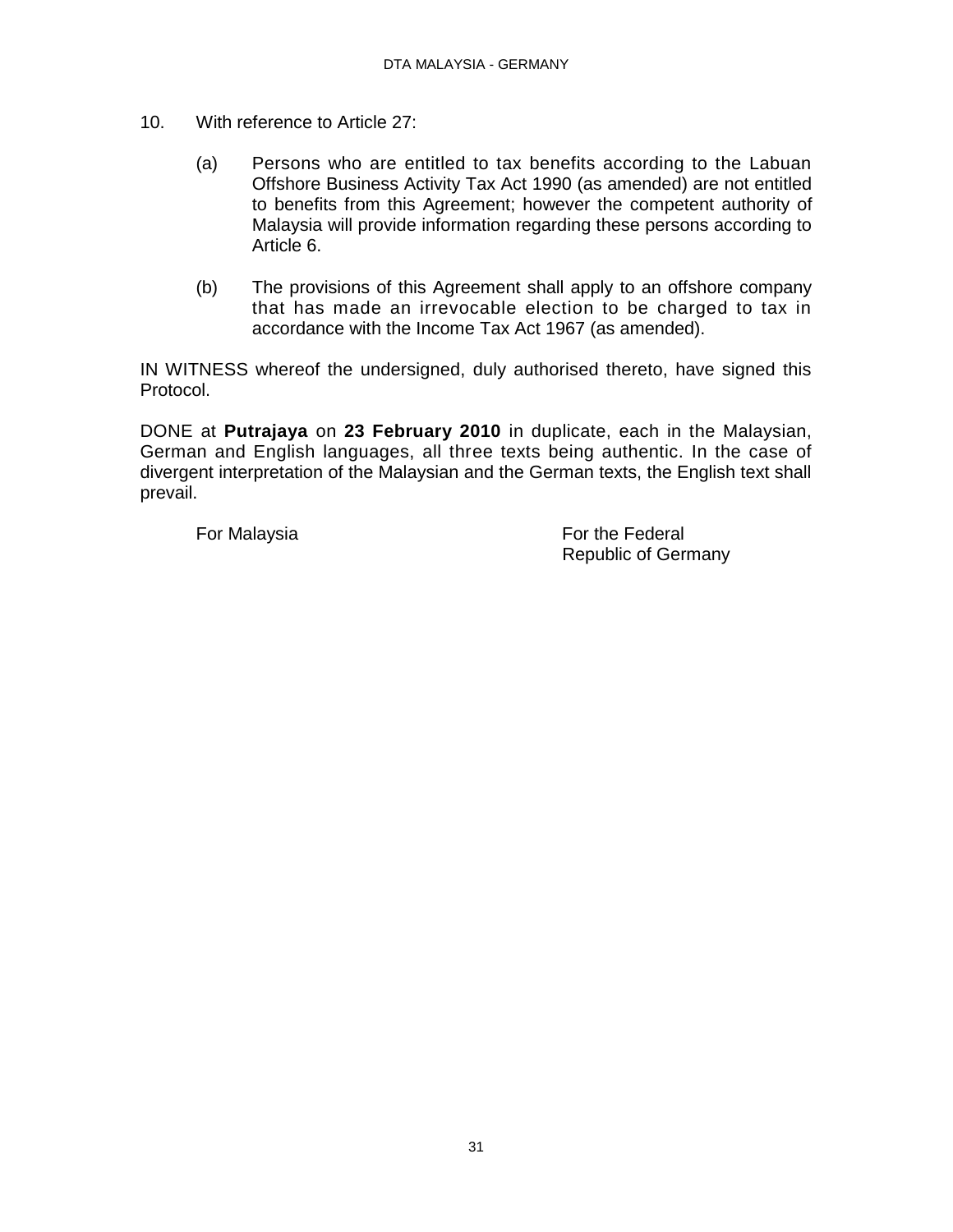10. With reference to Article 27:

    (a) Persons who are entitled to tax benefits according to the Labuan Offshore Business Activity Tax Act 1990 (as amended) are not entitled to benefits from this Agreement; however the competent authority of Malaysia will provide information regarding these persons according to Article 6.

    (b) The provisions of this Agreement shall apply to an offshore company that has made an irrevocable election to be charged to tax in accordance with the Income Tax Act 1967 (as amended).

IN WITNESS whereof the undersigned, duly authorised thereto, have signed this Protocol.

DONE at **Putrajaya** on **23 February 2010** in duplicate, each in the Malaysian, German and English languages, all three texts being authentic. In the case of divergent interpretation of the Malaysian and the German texts, the English text shall prevail.

For Malaysia

For the Federal Republic of Germany